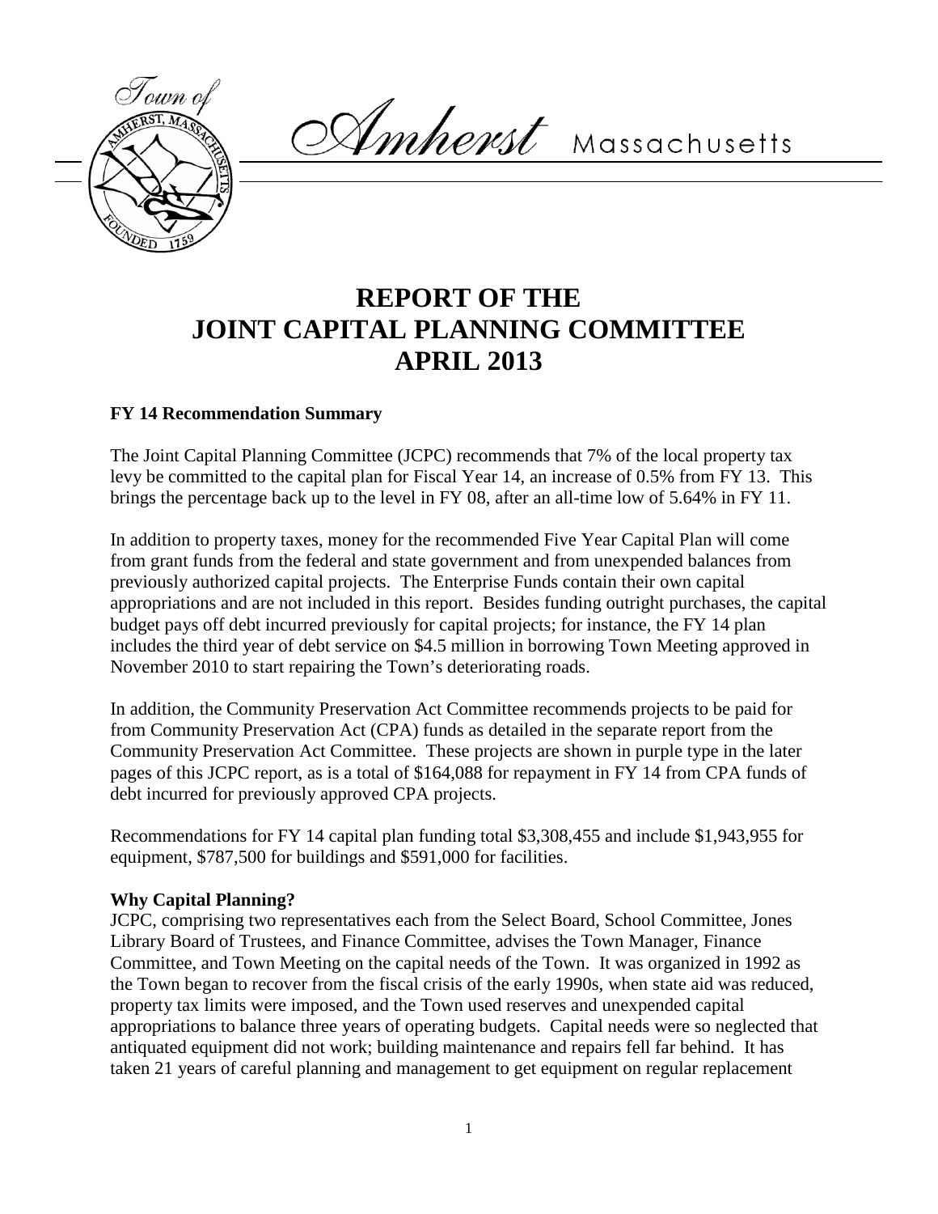Town of Amherst Massachusetts

# REPORT OF THE JOINT CAPITAL PLANNING COMMITTEE APRIL 2013

**FY 14 Recommendation Summary**

The Joint Capital Planning Committee (JCPC) recommends that 7% of the local property tax levy be committed to the capital plan for Fiscal Year 14, an increase of 0.5% from FY 13. This brings the percentage back up to the level in FY 08, after an all-time low of 5.64% in FY 11.

In addition to property taxes, money for the recommended Five Year Capital Plan will come from grant funds from the federal and state government and from unexpended balances from previously authorized capital projects. The Enterprise Funds contain their own capital appropriations and are not included in this report. Besides funding outright purchases, the capital budget pays off debt incurred previously for capital projects; for instance, the FY 14 plan includes the third year of debt service on $4.5 million in borrowing Town Meeting approved in November 2010 to start repairing the Town's deteriorating roads.

In addition, the Community Preservation Act Committee recommends projects to be paid for from Community Preservation Act (CPA) funds as detailed in the separate report from the Community Preservation Act Committee. These projects are shown in purple type in the later pages of this JCPC report, as is a total of $164,088 for repayment in FY 14 from CPA funds of debt incurred for previously approved CPA projects.

Recommendations for FY 14 capital plan funding total $3,308,455 and include $1,943,955 for equipment, $787,500 for buildings and $591,000 for facilities.

**Why Capital Planning?**

JCPC, comprising two representatives each from the Select Board, School Committee, Jones Library Board of Trustees, and Finance Committee, advises the Town Manager, Finance Committee, and Town Meeting on the capital needs of the Town. It was organized in 1992 as the Town began to recover from the fiscal crisis of the early 1990s, when state aid was reduced, property tax limits were imposed, and the Town used reserves and unexpended capital appropriations to balance three years of operating budgets. Capital needs were so neglected that antiquated equipment did not work; building maintenance and repairs fell far behind. It has taken 21 years of careful planning and management to get equipment on regular replacement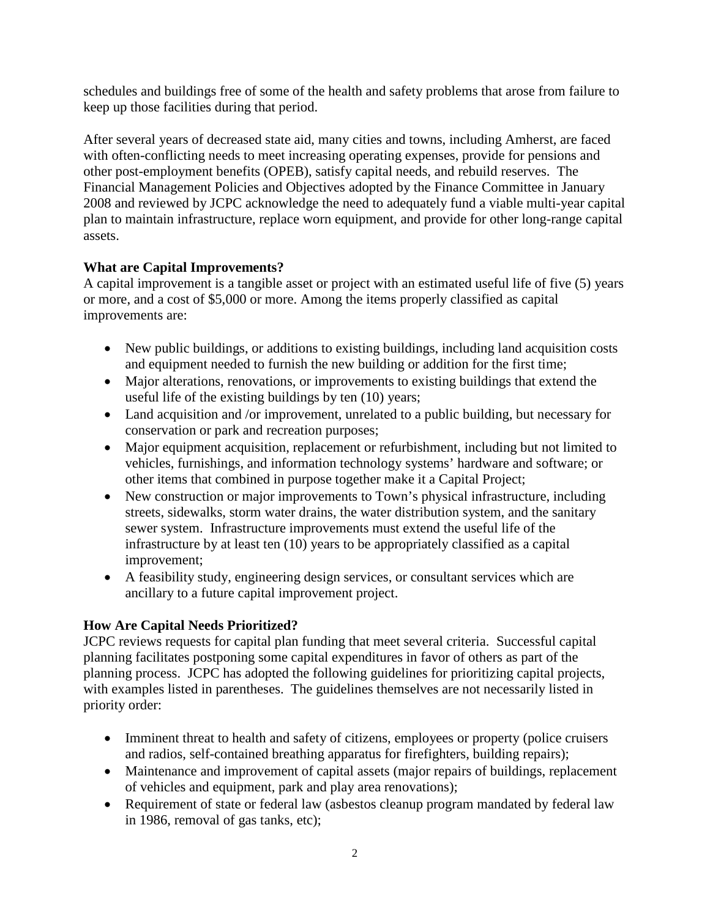schedules and buildings free of some of the health and safety problems that arose from failure to keep up those facilities during that period.

After several years of decreased state aid, many cities and towns, including Amherst, are faced with often-conflicting needs to meet increasing operating expenses, provide for pensions and other post-employment benefits (OPEB), satisfy capital needs, and rebuild reserves. The Financial Management Policies and Objectives adopted by the Finance Committee in January 2008 and reviewed by JCPC acknowledge the need to adequately fund a viable multi-year capital plan to maintain infrastructure, replace worn equipment, and provide for other long-range capital assets.

**What are Capital Improvements?**

A capital improvement is a tangible asset or project with an estimated useful life of five (5) years or more, and a cost of $5,000 or more. Among the items properly classified as capital improvements are:

- New public buildings, or additions to existing buildings, including land acquisition costs and equipment needed to furnish the new building or addition for the first time;
- Major alterations, renovations, or improvements to existing buildings that extend the useful life of the existing buildings by ten (10) years;
- Land acquisition and /or improvement, unrelated to a public building, but necessary for conservation or park and recreation purposes;
- Major equipment acquisition, replacement or refurbishment, including but not limited to vehicles, furnishings, and information technology systems' hardware and software; or other items that combined in purpose together make it a Capital Project;
- New construction or major improvements to Town's physical infrastructure, including streets, sidewalks, storm water drains, the water distribution system, and the sanitary sewer system. Infrastructure improvements must extend the useful life of the infrastructure by at least ten (10) years to be appropriately classified as a capital improvement;
- A feasibility study, engineering design services, or consultant services which are ancillary to a future capital improvement project.

**How Are Capital Needs Prioritized?**

JCPC reviews requests for capital plan funding that meet several criteria. Successful capital planning facilitates postponing some capital expenditures in favor of others as part of the planning process. JCPC has adopted the following guidelines for prioritizing capital projects, with examples listed in parentheses. The guidelines themselves are not necessarily listed in priority order:

- Imminent threat to health and safety of citizens, employees or property (police cruisers and radios, self-contained breathing apparatus for firefighters, building repairs);
- Maintenance and improvement of capital assets (major repairs of buildings, replacement of vehicles and equipment, park and play area renovations);
- Requirement of state or federal law (asbestos cleanup program mandated by federal law in 1986, removal of gas tanks, etc);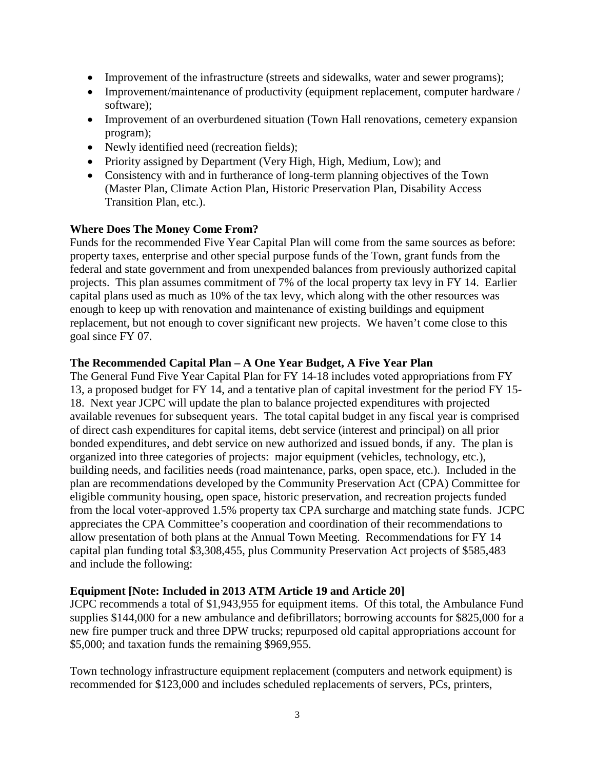- Improvement of the infrastructure (streets and sidewalks, water and sewer programs);
- Improvement/maintenance of productivity (equipment replacement, computer hardware / software);
- Improvement of an overburdened situation (Town Hall renovations, cemetery expansion program);
- Newly identified need (recreation fields);
- Priority assigned by Department (Very High, High, Medium, Low); and
- Consistency with and in furtherance of long-term planning objectives of the Town (Master Plan, Climate Action Plan, Historic Preservation Plan, Disability Access Transition Plan, etc.).

**Where Does The Money Come From?**

Funds for the recommended Five Year Capital Plan will come from the same sources as before: property taxes, enterprise and other special purpose funds of the Town, grant funds from the federal and state government and from unexpended balances from previously authorized capital projects. This plan assumes commitment of 7% of the local property tax levy in FY 14. Earlier capital plans used as much as 10% of the tax levy, which along with the other resources was enough to keep up with renovation and maintenance of existing buildings and equipment replacement, but not enough to cover significant new projects. We haven't come close to this goal since FY 07.

**The Recommended Capital Plan – A One Year Budget, A Five Year Plan**

The General Fund Five Year Capital Plan for FY 14-18 includes voted appropriations from FY 13, a proposed budget for FY 14, and a tentative plan of capital investment for the period FY 15-18. Next year JCPC will update the plan to balance projected expenditures with projected available revenues for subsequent years. The total capital budget in any fiscal year is comprised of direct cash expenditures for capital items, debt service (interest and principal) on all prior bonded expenditures, and debt service on new authorized and issued bonds, if any. The plan is organized into three categories of projects: major equipment (vehicles, technology, etc.), building needs, and facilities needs (road maintenance, parks, open space, etc.). Included in the plan are recommendations developed by the Community Preservation Act (CPA) Committee for eligible community housing, open space, historic preservation, and recreation projects funded from the local voter-approved 1.5% property tax CPA surcharge and matching state funds. JCPC appreciates the CPA Committee's cooperation and coordination of their recommendations to allow presentation of both plans at the Annual Town Meeting. Recommendations for FY 14 capital plan funding total $3,308,455, plus Community Preservation Act projects of $585,483 and include the following:

**Equipment [Note: Included in 2013 ATM Article 19 and Article 20]**

JCPC recommends a total of $1,943,955 for equipment items. Of this total, the Ambulance Fund supplies $144,000 for a new ambulance and defibrillators; borrowing accounts for $825,000 for a new fire pumper truck and three DPW trucks; repurposed old capital appropriations account for $5,000; and taxation funds the remaining $969,955.

Town technology infrastructure equipment replacement (computers and network equipment) is recommended for $123,000 and includes scheduled replacements of servers, PCs, printers,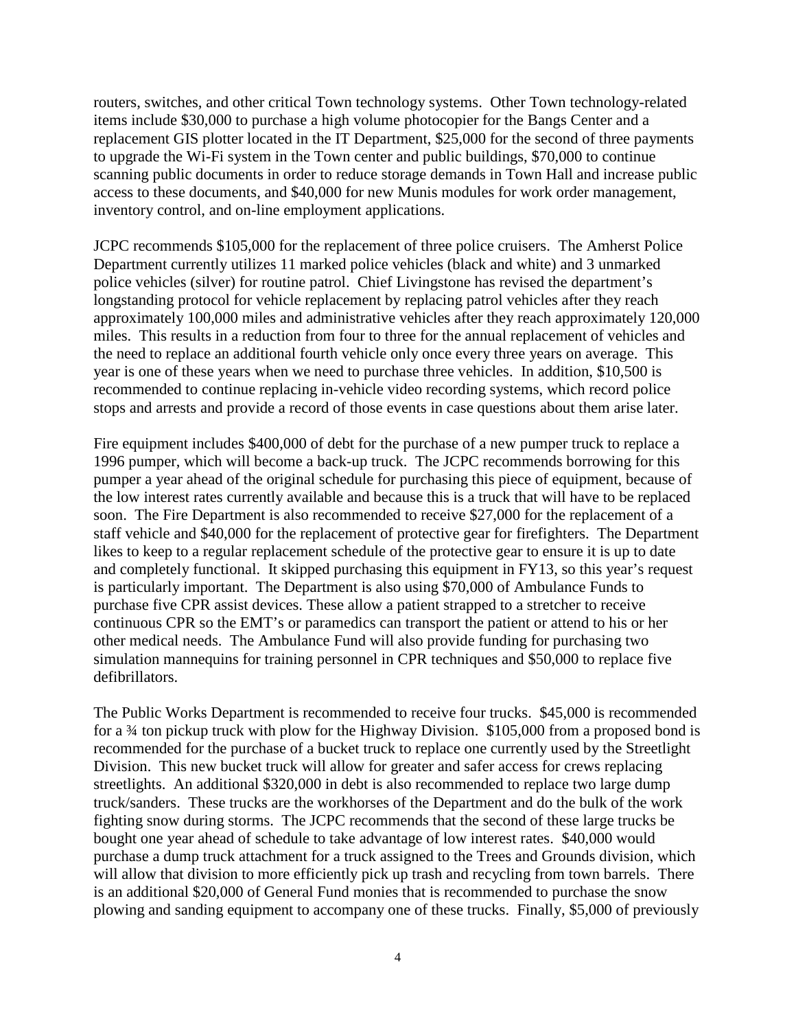routers, switches, and other critical Town technology systems. Other Town technology-related items include $30,000 to purchase a high volume photocopier for the Bangs Center and a replacement GIS plotter located in the IT Department, $25,000 for the second of three payments to upgrade the Wi-Fi system in the Town center and public buildings, $70,000 to continue scanning public documents in order to reduce storage demands in Town Hall and increase public access to these documents, and $40,000 for new Munis modules for work order management, inventory control, and on-line employment applications.

JCPC recommends $105,000 for the replacement of three police cruisers. The Amherst Police Department currently utilizes 11 marked police vehicles (black and white) and 3 unmarked police vehicles (silver) for routine patrol. Chief Livingstone has revised the department's longstanding protocol for vehicle replacement by replacing patrol vehicles after they reach approximately 100,000 miles and administrative vehicles after they reach approximately 120,000 miles. This results in a reduction from four to three for the annual replacement of vehicles and the need to replace an additional fourth vehicle only once every three years on average. This year is one of these years when we need to purchase three vehicles. In addition, $10,500 is recommended to continue replacing in-vehicle video recording systems, which record police stops and arrests and provide a record of those events in case questions about them arise later.

Fire equipment includes $400,000 of debt for the purchase of a new pumper truck to replace a 1996 pumper, which will become a back-up truck. The JCPC recommends borrowing for this pumper a year ahead of the original schedule for purchasing this piece of equipment, because of the low interest rates currently available and because this is a truck that will have to be replaced soon. The Fire Department is also recommended to receive $27,000 for the replacement of a staff vehicle and $40,000 for the replacement of protective gear for firefighters. The Department likes to keep to a regular replacement schedule of the protective gear to ensure it is up to date and completely functional. It skipped purchasing this equipment in FY13, so this year's request is particularly important. The Department is also using $70,000 of Ambulance Funds to purchase five CPR assist devices. These allow a patient strapped to a stretcher to receive continuous CPR so the EMT's or paramedics can transport the patient or attend to his or her other medical needs. The Ambulance Fund will also provide funding for purchasing two simulation mannequins for training personnel in CPR techniques and $50,000 to replace five defibrillators.

The Public Works Department is recommended to receive four trucks. $45,000 is recommended for a ¾ ton pickup truck with plow for the Highway Division. $105,000 from a proposed bond is recommended for the purchase of a bucket truck to replace one currently used by the Streetlight Division. This new bucket truck will allow for greater and safer access for crews replacing streetlights. An additional $320,000 in debt is also recommended to replace two large dump truck/sanders. These trucks are the workhorses of the Department and do the bulk of the work fighting snow during storms. The JCPC recommends that the second of these large trucks be bought one year ahead of schedule to take advantage of low interest rates. $40,000 would purchase a dump truck attachment for a truck assigned to the Trees and Grounds division, which will allow that division to more efficiently pick up trash and recycling from town barrels. There is an additional $20,000 of General Fund monies that is recommended to purchase the snow plowing and sanding equipment to accompany one of these trucks. Finally, $5,000 of previously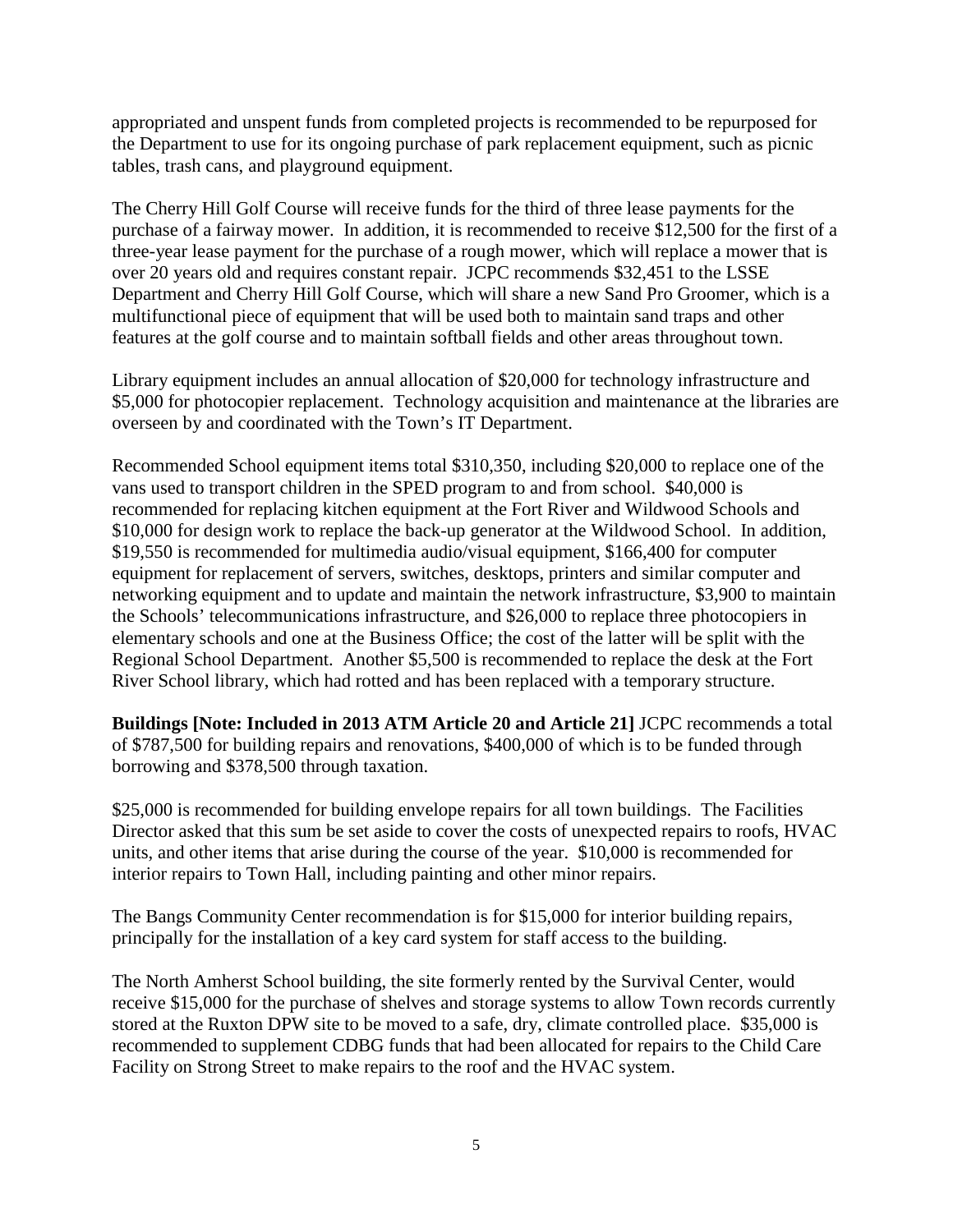appropriated and unspent funds from completed projects is recommended to be repurposed for the Department to use for its ongoing purchase of park replacement equipment, such as picnic tables, trash cans, and playground equipment.

The Cherry Hill Golf Course will receive funds for the third of three lease payments for the purchase of a fairway mower. In addition, it is recommended to receive $12,500 for the first of a three-year lease payment for the purchase of a rough mower, which will replace a mower that is over 20 years old and requires constant repair. JCPC recommends $32,451 to the LSSE Department and Cherry Hill Golf Course, which will share a new Sand Pro Groomer, which is a multifunctional piece of equipment that will be used both to maintain sand traps and other features at the golf course and to maintain softball fields and other areas throughout town.

Library equipment includes an annual allocation of $20,000 for technology infrastructure and $5,000 for photocopier replacement. Technology acquisition and maintenance at the libraries are overseen by and coordinated with the Town's IT Department.

Recommended School equipment items total $310,350, including $20,000 to replace one of the vans used to transport children in the SPED program to and from school. $40,000 is recommended for replacing kitchen equipment at the Fort River and Wildwood Schools and $10,000 for design work to replace the back-up generator at the Wildwood School. In addition, $19,550 is recommended for multimedia audio/visual equipment, $166,400 for computer equipment for replacement of servers, switches, desktops, printers and similar computer and networking equipment and to update and maintain the network infrastructure, $3,900 to maintain the Schools' telecommunications infrastructure, and $26,000 to replace three photocopiers in elementary schools and one at the Business Office; the cost of the latter will be split with the Regional School Department. Another $5,500 is recommended to replace the desk at the Fort River School library, which had rotted and has been replaced with a temporary structure.

**Buildings [Note: Included in 2013 ATM Article 20 and Article 21]** JCPC recommends a total of $787,500 for building repairs and renovations, $400,000 of which is to be funded through borrowing and $378,500 through taxation.

$25,000 is recommended for building envelope repairs for all town buildings. The Facilities Director asked that this sum be set aside to cover the costs of unexpected repairs to roofs, HVAC units, and other items that arise during the course of the year. $10,000 is recommended for interior repairs to Town Hall, including painting and other minor repairs.

The Bangs Community Center recommendation is for $15,000 for interior building repairs, principally for the installation of a key card system for staff access to the building.

The North Amherst School building, the site formerly rented by the Survival Center, would receive $15,000 for the purchase of shelves and storage systems to allow Town records currently stored at the Ruxton DPW site to be moved to a safe, dry, climate controlled place. $35,000 is recommended to supplement CDBG funds that had been allocated for repairs to the Child Care Facility on Strong Street to make repairs to the roof and the HVAC system.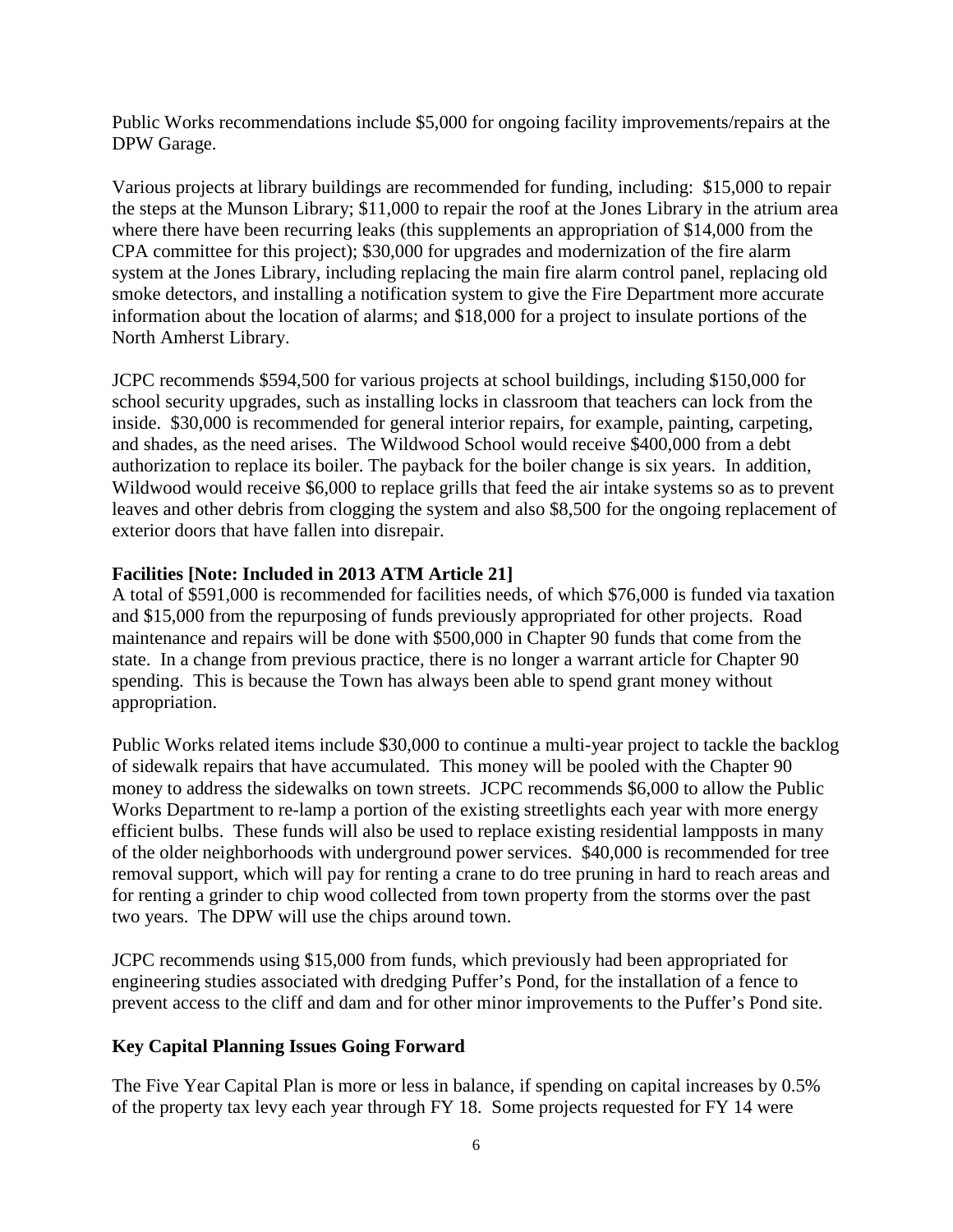Public Works recommendations include $5,000 for ongoing facility improvements/repairs at the DPW Garage.

Various projects at library buildings are recommended for funding, including: $15,000 to repair the steps at the Munson Library; $11,000 to repair the roof at the Jones Library in the atrium area where there have been recurring leaks (this supplements an appropriation of $14,000 from the CPA committee for this project); $30,000 for upgrades and modernization of the fire alarm system at the Jones Library, including replacing the main fire alarm control panel, replacing old smoke detectors, and installing a notification system to give the Fire Department more accurate information about the location of alarms; and $18,000 for a project to insulate portions of the North Amherst Library.

JCPC recommends $594,500 for various projects at school buildings, including $150,000 for school security upgrades, such as installing locks in classroom that teachers can lock from the inside. $30,000 is recommended for general interior repairs, for example, painting, carpeting, and shades, as the need arises. The Wildwood School would receive $400,000 from a debt authorization to replace its boiler. The payback for the boiler change is six years. In addition, Wildwood would receive $6,000 to replace grills that feed the air intake systems so as to prevent leaves and other debris from clogging the system and also $8,500 for the ongoing replacement of exterior doors that have fallen into disrepair.

**Facilities [Note: Included in 2013 ATM Article 21]**

A total of $591,000 is recommended for facilities needs, of which $76,000 is funded via taxation and $15,000 from the repurposing of funds previously appropriated for other projects. Road maintenance and repairs will be done with $500,000 in Chapter 90 funds that come from the state. In a change from previous practice, there is no longer a warrant article for Chapter 90 spending. This is because the Town has always been able to spend grant money without appropriation.

Public Works related items include $30,000 to continue a multi-year project to tackle the backlog of sidewalk repairs that have accumulated. This money will be pooled with the Chapter 90 money to address the sidewalks on town streets. JCPC recommends $6,000 to allow the Public Works Department to re-lamp a portion of the existing streetlights each year with more energy efficient bulbs. These funds will also be used to replace existing residential lampposts in many of the older neighborhoods with underground power services. $40,000 is recommended for tree removal support, which will pay for renting a crane to do tree pruning in hard to reach areas and for renting a grinder to chip wood collected from town property from the storms over the past two years. The DPW will use the chips around town.

JCPC recommends using $15,000 from funds, which previously had been appropriated for engineering studies associated with dredging Puffer's Pond, for the installation of a fence to prevent access to the cliff and dam and for other minor improvements to the Puffer's Pond site.

**Key Capital Planning Issues Going Forward**

The Five Year Capital Plan is more or less in balance, if spending on capital increases by 0.5% of the property tax levy each year through FY 18. Some projects requested for FY 14 were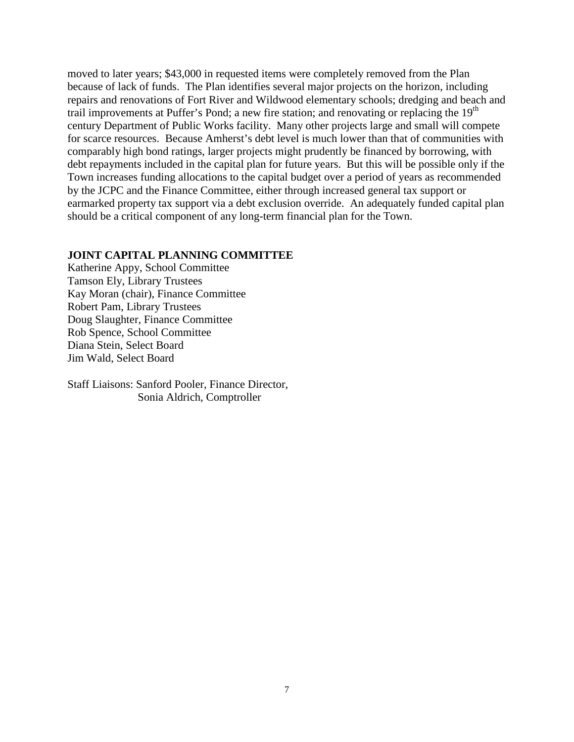moved to later years; $43,000 in requested items were completely removed from the Plan because of lack of funds. The Plan identifies several major projects on the horizon, including repairs and renovations of Fort River and Wildwood elementary schools; dredging and beach and trail improvements at Puffer's Pond; a new fire station; and renovating or replacing the 19th century Department of Public Works facility. Many other projects large and small will compete for scarce resources. Because Amherst's debt level is much lower than that of communities with comparably high bond ratings, larger projects might prudently be financed by borrowing, with debt repayments included in the capital plan for future years. But this will be possible only if the Town increases funding allocations to the capital budget over a period of years as recommended by the JCPC and the Finance Committee, either through increased general tax support or earmarked property tax support via a debt exclusion override. An adequately funded capital plan should be a critical component of any long-term financial plan for the Town.

**JOINT CAPITAL PLANNING COMMITTEE**

Katherine Appy, School Committee
Tamson Ely, Library Trustees
Kay Moran (chair), Finance Committee
Robert Pam, Library Trustees
Doug Slaughter, Finance Committee
Rob Spence, School Committee
Diana Stein, Select Board
Jim Wald, Select Board

Staff Liaisons: Sanford Pooler, Finance Director,
Sonia Aldrich, Comptroller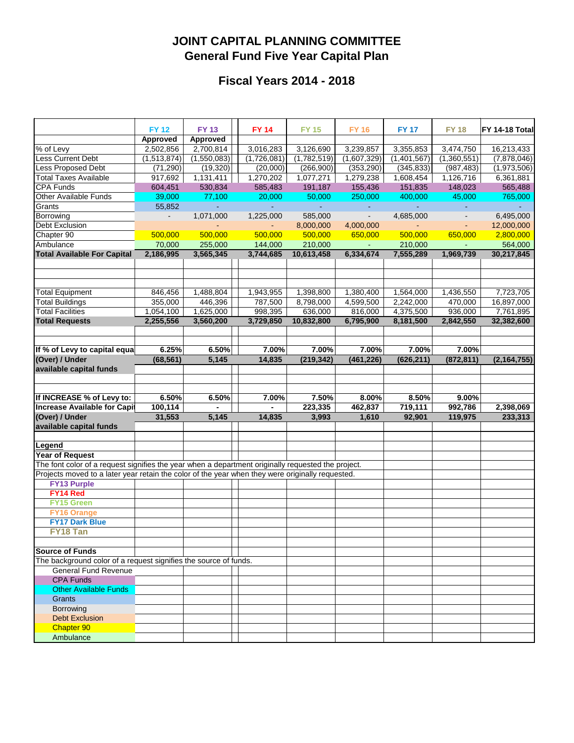# JOINT CAPITAL PLANNING COMMITTEE

## General Fund Five Year Capital Plan

### Fiscal Years 2014 - 2018

| | FY 12 | FY 13 | FY 14 | FY 15 | FY 16 | FY 17 | FY 18 | FY 14-18 Total |
|---|---|---|---|---|---|---|---|---|
| | **Approved** | **Approved** | | | | | | |
| % of Levy | 2,502,856 | 2,700,814 | 3,016,283 | 3,126,690 | 3,239,857 | 3,355,853 | 3,474,750 | 16,213,433 |
| Less Current Debt | (1,513,874) | (1,550,083) | (1,726,081) | (1,782,519) | (1,607,329) | (1,401,567) | (1,360,551) | (7,878,046) |
| Less Proposed Debt | (71,290) | (19,320) | (20,000) | (266,900) | (353,290) | (345,833) | (987,483) | (1,973,506) |
| Total Taxes Available | 917,692 | 1,131,411 | 1,270,202 | 1,077,271 | 1,279,238 | 1,608,454 | 1,126,716 | 6,361,881 |
| CPA Funds | 604,451 | 530,834 | 585,483 | 191,187 | 155,436 | 151,835 | 148,023 | 565,488 |
| Other Available Funds | 39,000 | 77,100 | 20,000 | 50,000 | 250,000 | 400,000 | 45,000 | 765,000 |
| Grants | 55,852 | - | - | - | - | - | - | - |
| Borrowing | - | 1,071,000 | 1,225,000 | 585,000 | - | 4,685,000 | - | 6,495,000 |
| Debt Exclusion | | - | - | 8,000,000 | 4,000,000 | - | - | 12,000,000 |
| Chapter 90 | 500,000 | 500,000 | 500,000 | 500,000 | 650,000 | 500,000 | 650,000 | 2,800,000 |
| Ambulance | 70,000 | 255,000 | 144,000 | 210,000 | - | 210,000 | - | 564,000 |
| **Total Available For Capital** | **2,186,995** | **3,565,345** | **3,744,685** | **10,613,458** | **6,334,674** | **7,555,289** | **1,969,739** | **30,217,845** |
| | | | | | | | | |
| Total Equipment | 846,456 | 1,488,804 | 1,943,955 | 1,398,800 | 1,380,400 | 1,564,000 | 1,436,550 | 7,723,705 |
| Total Buildings | 355,000 | 446,396 | 787,500 | 8,798,000 | 4,599,500 | 2,242,000 | 470,000 | 16,897,000 |
| Total Facilities | 1,054,100 | 1,625,000 | 998,395 | 636,000 | 816,000 | 4,375,500 | 936,000 | 7,761,895 |
| **Total Requests** | **2,255,556** | **3,560,200** | **3,729,850** | **10,832,800** | **6,795,900** | **8,181,500** | **2,842,550** | **32,382,600** |
| | | | | | | | | |
| **If % of Levy to capital equa** | **6.25%** | **6.50%** | **7.00%** | **7.00%** | **7.00%** | **7.00%** | **7.00%** | |
| **(Over) / Under available capital funds** | **(68,561)** | **5,145** | **14,835** | **(219,342)** | **(461,226)** | **(626,211)** | **(872,811)** | **(2,164,755)** |
| | | | | | | | | |
| **If INCREASE % of Levy to:** | **6.50%** | **6.50%** | **7.00%** | **7.50%** | **8.00%** | **8.50%** | **9.00%** | |
| **Increase Available for Capi** | **100,114** | **-** | **-** | **223,335** | **462,837** | **719,111** | **992,786** | **2,398,069** |
| **(Over) / Under available capital funds** | **31,553** | **5,145** | **14,835** | **3,993** | **1,610** | **92,901** | **119,975** | **233,313** |

**Legend**

**Year of Request**

The font color of a request signifies the year when a department originally requested the project.
Projects moved to a later year retain the color of the year when they were originally requested.

- FY13 Purple
- FY14 Red
- FY15 Green
- FY16 Orange
- FY17 Dark Blue
- FY18 Tan

**Source of Funds**

The background color of a request signifies the source of funds.

- General Fund Revenue
- CPA Funds
- Other Available Funds
- Grants
- Borrowing
- Debt Exclusion
- Chapter 90
- Ambulance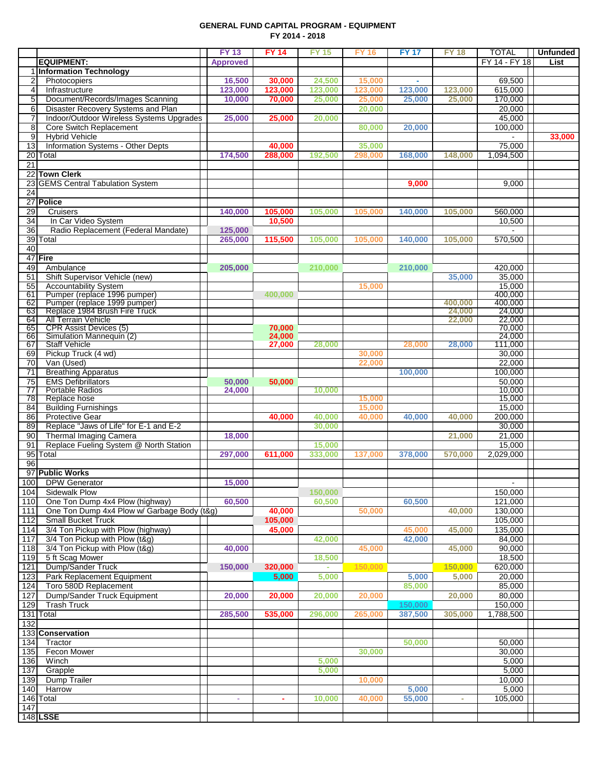# GENERAL FUND CAPITAL PROGRAM - EQUIPMENT
## FY 2014 - 2018

| | | FY 13 | FY 14 | FY 15 | FY 16 | FY 17 | FY 18 | TOTAL | Unfunded |
|---|---|---|---|---|---|---|---|---|---|
| | **EQUIPMENT:** | Approved | | | | | | FY 14 - FY 18 | List |
| 1 | **Information Technology** | | | | | | | | |
| 2 | Photocopiers | 16,500 | 30,000 | 24,500 | 15,000 | - | | 69,500 | |
| 4 | Infrastructure | 123,000 | 123,000 | 123,000 | 123,000 | 123,000 | 123,000 | 615,000 | |
| 5 | Document/Records/Images Scanning | 10,000 | 70,000 | 25,000 | 25,000 | 25,000 | 25,000 | 170,000 | |
| 6 | Disaster Recovery Systems and Plan | | | | 20,000 | | | 20,000 | |
| 7 | Indoor/Outdoor Wireless Systems Upgrades | 25,000 | 25,000 | 20,000 | | | | 45,000 | |
| 8 | Core Switch Replacement | | | | 80,000 | 20,000 | | 100,000 | |
| 9 | Hybrid Vehicle | | | | | | | - | 33,000 |
| 13 | Information Systems - Other Depts | | 40,000 | | 35,000 | | | 75,000 | |
| 20 | Total | 174,500 | 288,000 | 192,500 | 298,000 | 168,000 | 148,000 | 1,094,500 | |
| 21 | | | | | | | | | |
| 22 | **Town Clerk** | | | | | | | | |
| 23 | GEMS Central Tabulation System | | | | | 9,000 | | 9,000 | |
| 24 | | | | | | | | | |
| 27 | **Police** | | | | | | | | |
| 29 | Cruisers | 140,000 | 105,000 | 105,000 | 105,000 | 140,000 | 105,000 | 560,000 | |
| 34 | In Car Video System | | 10,500 | | | | | 10,500 | |
| 36 | Radio Replacement (Federal Mandate) | 125,000 | | | | | | - | |
| 39 | Total | 265,000 | 115,500 | 105,000 | 105,000 | 140,000 | 105,000 | 570,500 | |
| 40 | | | | | | | | | |
| 47 | **Fire** | | | | | | | | |
| 49 | Ambulance | 205,000 | | 210,000 | | 210,000 | | 420,000 | |
| 51 | Shift Supervisor Vehicle (new) | | | | | | 35,000 | 35,000 | |
| 55 | Accountability System | | | | 15,000 | | | 15,000 | |
| 61 | Pumper (replace 1996 pumper) | | 400,000 | | | | | 400,000 | |
| 62 | Pumper (replace 1999 pumper) | | | | | | 400,000 | 400,000 | |
| 63 | Replace 1984 Brush Fire Truck | | | | | | 24,000 | 24,000 | |
| 64 | All Terrain Vehicle | | | | | | 22,000 | 22,000 | |
| 65 | CPR Assist Devices (5) | | 70,000 | | | | | 70,000 | |
| 66 | Simulation Mannequin (2) | | 24,000 | | | | | 24,000 | |
| 67 | Staff Vehicle | | 27,000 | 28,000 | | 28,000 | 28,000 | 111,000 | |
| 69 | Pickup Truck (4 wd) | | | | 30,000 | | | 30,000 | |
| 70 | Van (Used) | | | | 22,000 | | | 22,000 | |
| 71 | Breathing Apparatus | | | | | 100,000 | | 100,000 | |
| 75 | EMS Defibrillators | 50,000 | 50,000 | | | | | 50,000 | |
| 77 | Portable Radios | 24,000 | | 10,000 | | | | 10,000 | |
| 78 | Replace hose | | | | 15,000 | | | 15,000 | |
| 84 | Building Furnishings | | | | 15,000 | | | 15,000 | |
| 86 | Protective Gear | | 40,000 | 40,000 | 40,000 | 40,000 | 40,000 | 200,000 | |
| 89 | Replace "Jaws of Life" for E-1 and E-2 | | | 30,000 | | | | 30,000 | |
| 90 | Thermal Imaging Camera | 18,000 | | | | | 21,000 | 21,000 | |
| 91 | Replace Fueling System @ North Station | | | 15,000 | | | | 15,000 | |
| 95 | Total | 297,000 | 611,000 | 333,000 | 137,000 | 378,000 | 570,000 | 2,029,000 | |
| 96 | | | | | | | | | |
| 97 | **Public Works** | | | | | | | | |
| 100 | DPW Generator | 15,000 | | | | | | - | |
| 104 | Sidewalk Plow | | | 150,000 | | | | 150,000 | |
| 110 | One Ton Dump 4x4 Plow (highway) | 60,500 | | 60,500 | | 60,500 | | 121,000 | |
| 111 | One Ton Dump 4x4 Plow w/ Garbage Body (t&g) | | 40,000 | | 50,000 | | 40,000 | 130,000 | |
| 112 | Small Bucket Truck | | 105,000 | | | | | 105,000 | |
| 114 | 3/4 Ton Pickup with Plow (highway) | | 45,000 | | | 45,000 | 45,000 | 135,000 | |
| 117 | 3/4 Ton Pickup with Plow (t&g) | | | 42,000 | | 42,000 | | 84,000 | |
| 118 | 3/4 Ton Pickup with Plow (t&g) | 40,000 | | | 45,000 | | 45,000 | 90,000 | |
| 119 | 5 ft Scag Mower | | | 18,500 | | | | 18,500 | |
| 121 | Dump/Sander Truck | 150,000 | 320,000 | - | 150,000 | | 150,000 | 620,000 | |
| 123 | Park Replacement Equipment | | 5,000 | 5,000 | | 5,000 | 5,000 | 20,000 | |
| 124 | Toro 580D Replacement | | | | | 85,000 | | 85,000 | |
| 127 | Dump/Sander Truck Equipment | 20,000 | 20,000 | 20,000 | 20,000 | | 20,000 | 80,000 | |
| 129 | Trash Truck | | | | | 150,000 | | 150,000 | |
| 131 | Total | 285,500 | 535,000 | 296,000 | 265,000 | 387,500 | 305,000 | 1,788,500 | |
| 132 | | | | | | | | | |
| 133 | **Conservation** | | | | | | | | |
| 134 | Tractor | | | | | 50,000 | | 50,000 | |
| 135 | Fecon Mower | | | | 30,000 | | | 30,000 | |
| 136 | Winch | | | 5,000 | | | | 5,000 | |
| 137 | Grapple | | | 5,000 | | | | 5,000 | |
| 139 | Dump Trailer | | | | 10,000 | | | 10,000 | |
| 140 | Harrow | | | | | 5,000 | | 5,000 | |
| 146 | Total | - | - | 10,000 | 40,000 | 55,000 | - | 105,000 | |
| 147 | | | | | | | | | |
| 148 | **LSSE** | | | | | | | | |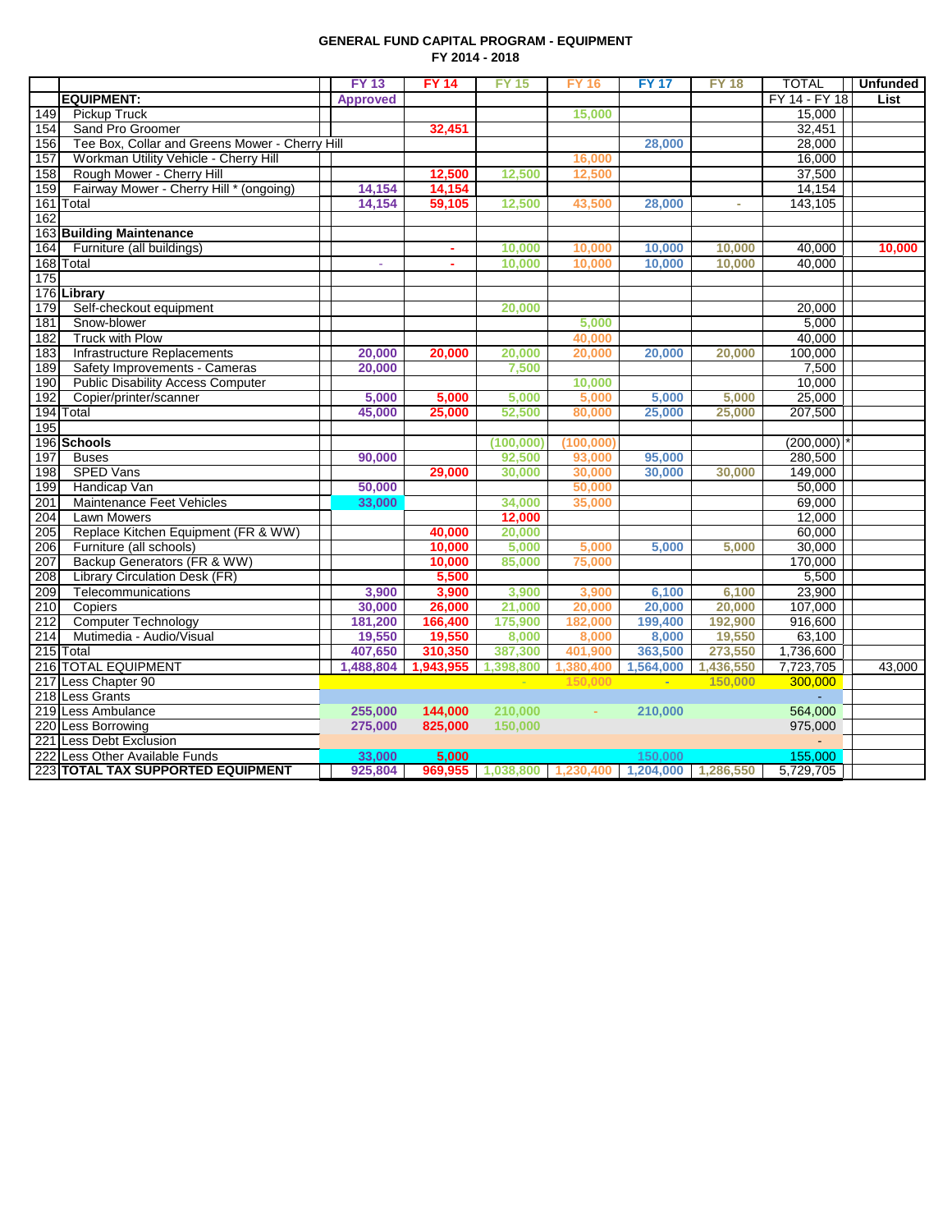GENERAL FUND CAPITAL PROGRAM - EQUIPMENT
FY 2014 - 2018

| | | FY 13 | FY 14 | FY 15 | FY 16 | FY 17 | FY 18 | TOTAL | Unfunded |
|---|---|---|---|---|---|---|---|---|---|
| | **EQUIPMENT:** | Approved | | | | | | FY 14 - FY 18 | List |
| 149 | Pickup Truck | | | | 15,000 | | | 15,000 | |
| 154 | Sand Pro Groomer | | 32,451 | | | | | 32,451 | |
| 156 | Tee Box, Collar and Greens Mower - Cherry Hill | | | | | 28,000 | | 28,000 | |
| 157 | Workman Utility Vehicle - Cherry Hill | | | | 16,000 | | | 16,000 | |
| 158 | Rough Mower - Cherry Hill | | 12,500 | 12,500 | 12,500 | | | 37,500 | |
| 159 | Fairway Mower - Cherry Hill * (ongoing) | 14,154 | 14,154 | | | | | 14,154 | |
| 161 | Total | 14,154 | 59,105 | 12,500 | 43,500 | 28,000 | - | 143,105 | |
| 162 | | | | | | | | | |
| 163 | **Building Maintenance** | | | | | | | | |
| 164 | Furniture (all buildings) | | - | 10,000 | 10,000 | 10,000 | 10,000 | 40,000 | 10,000 |
| 168 | Total | - | - | 10,000 | 10,000 | 10,000 | 10,000 | 40,000 | |
| 175 | | | | | | | | | |
| 176 | **Library** | | | | | | | | |
| 179 | Self-checkout equipment | | | 20,000 | | | | 20,000 | |
| 181 | Snow-blower | | | | 5,000 | | | 5,000 | |
| 182 | Truck with Plow | | | | 40,000 | | | 40,000 | |
| 183 | Infrastructure Replacements | 20,000 | 20,000 | 20,000 | 20,000 | 20,000 | 20,000 | 100,000 | |
| 189 | Safety Improvements - Cameras | 20,000 | | 7,500 | | | | 7,500 | |
| 190 | Public Disability Access Computer | | | | 10,000 | | | 10,000 | |
| 192 | Copier/printer/scanner | 5,000 | 5,000 | 5,000 | 5,000 | 5,000 | 5,000 | 25,000 | |
| 194 | Total | 45,000 | 25,000 | 52,500 | 80,000 | 25,000 | 25,000 | 207,500 | |
| 195 | | | | | | | | | |
| 196 | **Schools** | | | (100,000) | (100,000) | | | (200,000) * | |
| 197 | Buses | 90,000 | | 92,500 | 93,000 | 95,000 | | 280,500 | |
| 198 | SPED Vans | | 29,000 | 30,000 | 30,000 | 30,000 | 30,000 | 149,000 | |
| 199 | Handicap Van | 50,000 | | | 50,000 | | | 50,000 | |
| 201 | Maintenance Feet Vehicles | 33,000 | | 34,000 | 35,000 | | | 69,000 | |
| 204 | Lawn Mowers | | | 12,000 | | | | 12,000 | |
| 205 | Replace Kitchen Equipment (FR & WW) | | 40,000 | 20,000 | | | | 60,000 | |
| 206 | Furniture (all schools) | | 10,000 | 5,000 | 5,000 | 5,000 | 5,000 | 30,000 | |
| 207 | Backup Generators (FR & WW) | | 10,000 | 85,000 | 75,000 | | | 170,000 | |
| 208 | Library Circulation Desk (FR) | | 5,500 | | | | | 5,500 | |
| 209 | Telecommunications | 3,900 | 3,900 | 3,900 | 3,900 | 6,100 | 6,100 | 23,900 | |
| 210 | Copiers | 30,000 | 26,000 | 21,000 | 20,000 | 20,000 | 20,000 | 107,000 | |
| 212 | Computer Technology | 181,200 | 166,400 | 175,900 | 182,000 | 199,400 | 192,900 | 916,600 | |
| 214 | Mutimedia - Audio/Visual | 19,550 | 19,550 | 8,000 | 8,000 | 8,000 | 19,550 | 63,100 | |
| 215 | Total | 407,650 | 310,350 | 387,300 | 401,900 | 363,500 | 273,550 | 1,736,600 | |
| 216 | TOTAL EQUIPMENT | 1,488,804 | 1,943,955 | 1,398,800 | 1,380,400 | 1,564,000 | 1,436,550 | 7,723,705 | 43,000 |
| 217 | Less Chapter 90 | | | - | 150,000 | - | 150,000 | 300,000 | |
| 218 | Less Grants | | | | | | | - | |
| 219 | Less Ambulance | 255,000 | 144,000 | 210,000 | - | 210,000 | | 564,000 | |
| 220 | Less Borrowing | 275,000 | 825,000 | 150,000 | | | | 975,000 | |
| 221 | Less Debt Exclusion | | | | | | | - | |
| 222 | Less Other Available Funds | 33,000 | 5,000 | | | 150,000 | | 155,000 | |
| 223 | **TOTAL TAX SUPPORTED EQUIPMENT** | 925,804 | 969,955 | 1,038,800 | 1,230,400 | 1,204,000 | 1,286,550 | 5,729,705 | |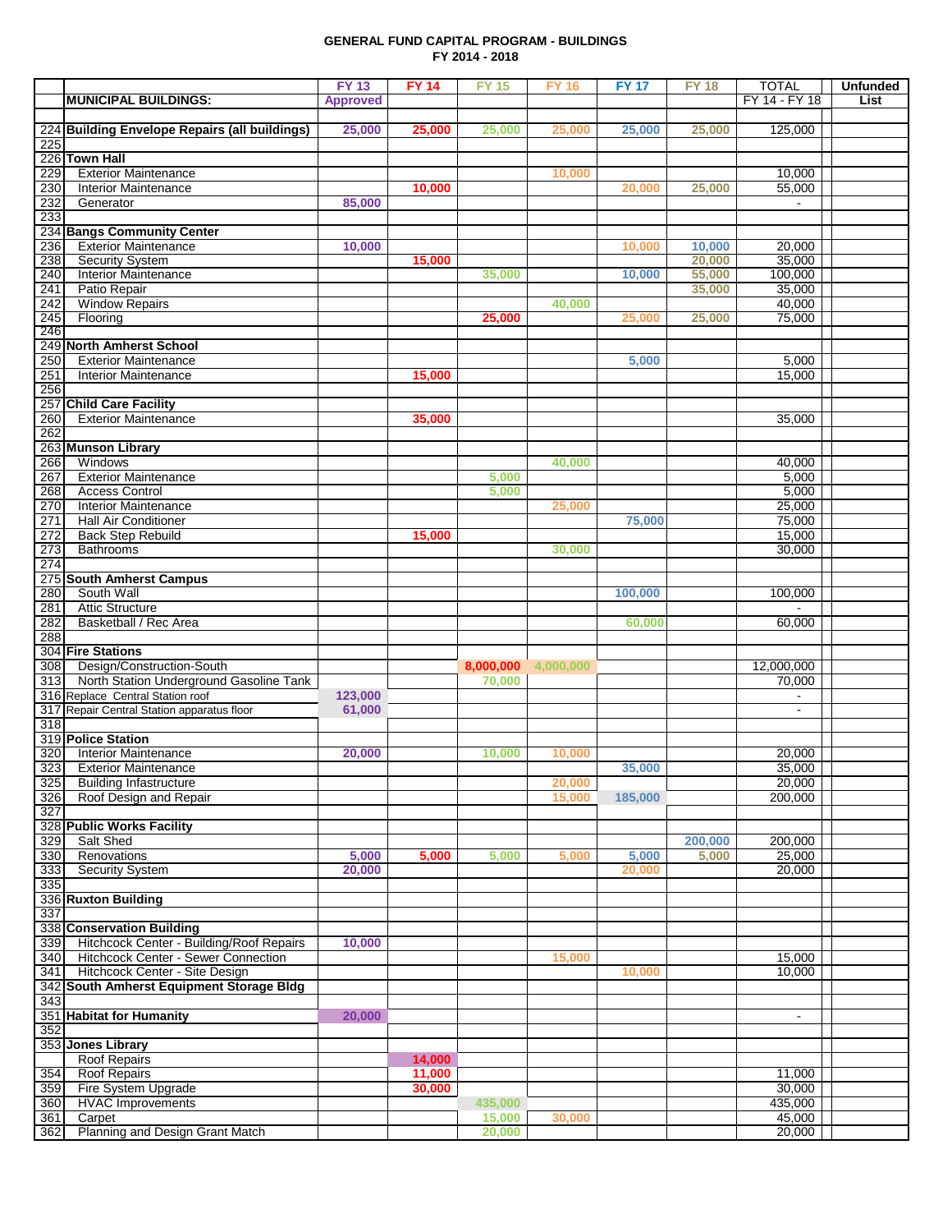# GENERAL FUND CAPITAL PROGRAM - BUILDINGS
## FY 2014 - 2018

| | MUNICIPAL BUILDINGS: | FY 13 Approved | FY 14 | FY 15 | FY 16 | FY 17 | FY 18 | TOTAL FY 14 - FY 18 | | Unfunded List |
|---|---|---|---|---|---|---|---|---|---|---|
| | | | | | | | | | | |
| 224 | **Building Envelope Repairs (all buildings)** | 25,000 | 25,000 | 25,000 | 25,000 | 25,000 | 25,000 | 125,000 | | |
| 225 | | | | | | | | | | |
| 226 | **Town Hall** | | | | | | | | | |
| 229 | Exterior Maintenance | | | | 10,000 | | | 10,000 | | |
| 230 | Interior Maintenance | | 10,000 | | | 20,000 | 25,000 | 55,000 | | |
| 232 | Generator | 85,000 | | | | | | - | | |
| 233 | | | | | | | | | | |
| 234 | **Bangs Community Center** | | | | | | | | | |
| 236 | Exterior Maintenance | 10,000 | | | | 10,000 | 10,000 | 20,000 | | |
| 238 | Security System | | 15,000 | | | | 20,000 | 35,000 | | |
| 240 | Interior Maintenance | | | 35,000 | | 10,000 | 55,000 | 100,000 | | |
| 241 | Patio Repair | | | | | | 35,000 | 35,000 | | |
| 242 | Window Repairs | | | | 40,000 | | | 40,000 | | |
| 245 | Flooring | | | 25,000 | | 25,000 | 25,000 | 75,000 | | |
| 246 | | | | | | | | | | |
| 249 | **North Amherst School** | | | | | | | | | |
| 250 | Exterior Maintenance | | | | | 5,000 | | 5,000 | | |
| 251 | Interior Maintenance | | 15,000 | | | | | 15,000 | | |
| 256 | | | | | | | | | | |
| 257 | **Child Care Facility** | | | | | | | | | |
| 260 | Exterior Maintenance | | 35,000 | | | | | 35,000 | | |
| 262 | | | | | | | | | | |
| 263 | **Munson Library** | | | | | | | | | |
| 266 | Windows | | | | 40,000 | | | 40,000 | | |
| 267 | Exterior Maintenance | | | 5,000 | | | | 5,000 | | |
| 268 | Access Control | | | 5,000 | | | | 5,000 | | |
| 270 | Interior Maintenance | | | | 25,000 | | | 25,000 | | |
| 271 | Hall Air Conditioner | | | | | 75,000 | | 75,000 | | |
| 272 | Back Step Rebuild | | 15,000 | | | | | 15,000 | | |
| 273 | Bathrooms | | | | 30,000 | | | 30,000 | | |
| 274 | | | | | | | | | | |
| 275 | **South Amherst Campus** | | | | | | | | | |
| 280 | South Wall | | | | | 100,000 | | 100,000 | | |
| 281 | Attic Structure | | | | | | | - | | |
| 282 | Basketball / Rec Area | | | | | 60,000 | | 60,000 | | |
| 288 | | | | | | | | | | |
| 304 | **Fire Stations** | | | | | | | | | |
| 308 | Design/Construction-South | | | 8,000,000 | 4,000,000 | | | 12,000,000 | | |
| 313 | North Station Underground Gasoline Tank | | | 70,000 | | | | 70,000 | | |
| 316 | Replace Central Station roof | 123,000 | | | | | | - | | |
| 317 | Repair Central Station apparatus floor | 61,000 | | | | | | - | | |
| 318 | | | | | | | | | | |
| 319 | **Police Station** | | | | | | | | | |
| 320 | Interior Maintenance | 20,000 | | 10,000 | 10,000 | | | 20,000 | | |
| 323 | Exterior Maintenance | | | | | 35,000 | | 35,000 | | |
| 325 | Building Infastructure | | | | 20,000 | | | 20,000 | | |
| 326 | Roof Design and Repair | | | | 15,000 | 185,000 | | 200,000 | | |
| 327 | | | | | | | | | | |
| 328 | **Public Works Facility** | | | | | | | | | |
| 329 | Salt Shed | | | | | | 200,000 | 200,000 | | |
| 330 | Renovations | 5,000 | 5,000 | 5,000 | 5,000 | 5,000 | 5,000 | 25,000 | | |
| 333 | Security System | 20,000 | | | | 20,000 | | 20,000 | | |
| 335 | | | | | | | | | | |
| 336 | **Ruxton Building** | | | | | | | | | |
| 337 | | | | | | | | | | |
| 338 | **Conservation Building** | | | | | | | | | |
| 339 | Hitchcock Center - Building/Roof Repairs | 10,000 | | | | | | | | |
| 340 | Hitchcock Center - Sewer Connection | | | | 15,000 | | | 15,000 | | |
| 341 | Hitchcock Center - Site Design | | | | | 10,000 | | 10,000 | | |
| 342 | **South Amherst Equipment Storage Bldg** | | | | | | | | | |
| 343 | | | | | | | | | | |
| 351 | **Habitat for Humanity** | 20,000 | | | | | | - | | |
| 352 | | | | | | | | | | |
| 353 | **Jones Library** | | | | | | | | | |
| | Roof Repairs | | 14,000 | | | | | | | |
| 354 | Roof Repairs | | 11,000 | | | | | 11,000 | | |
| 359 | Fire System Upgrade | | 30,000 | | | | | 30,000 | | |
| 360 | HVAC Improvements | | | 435,000 | | | | 435,000 | | |
| 361 | Carpet | | | 15,000 | 30,000 | | | 45,000 | | |
| 362 | Planning and Design Grant Match | | | 20,000 | | | | 20,000 | | |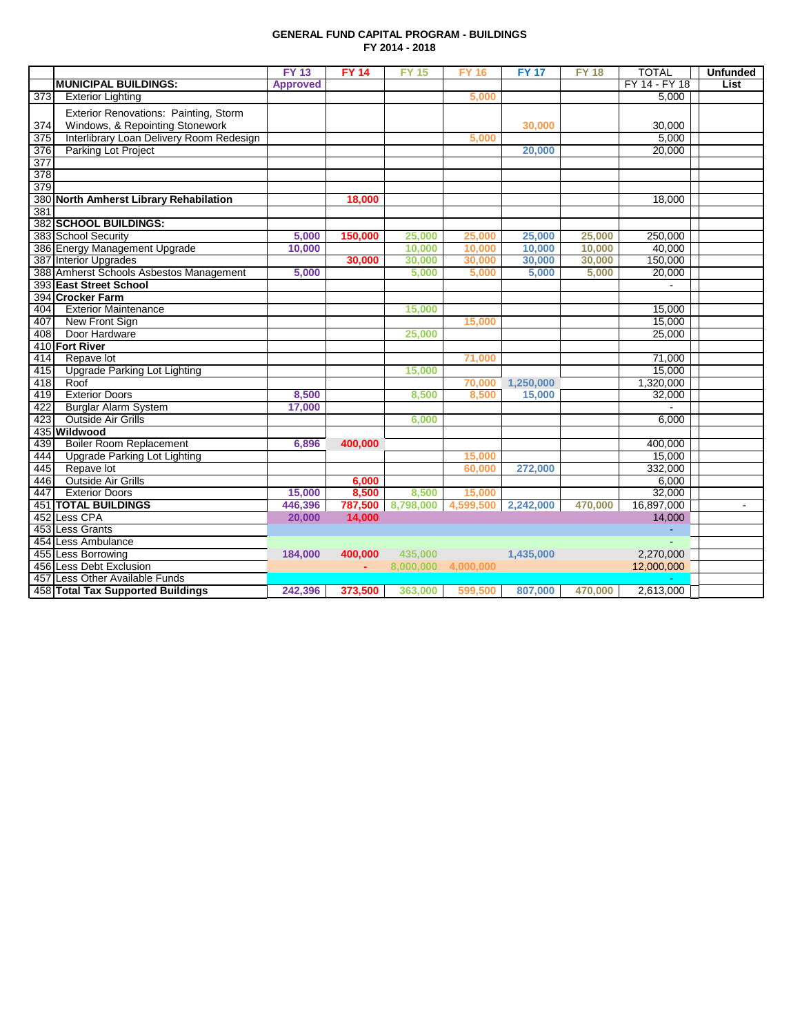# GENERAL FUND CAPITAL PROGRAM - BUILDINGS
## FY 2014 - 2018

| | | FY 13 | FY 14 | FY 15 | FY 16 | FY 17 | FY 18 | TOTAL | Unfunded |
|---|---|---|---|---|---|---|---|---|---|
| | **MUNICIPAL BUILDINGS:** | **Approved** | | | | | | FY 14 - FY 18 | **List** |
| 373 | Exterior Lighting | | | | 5,000 | | | 5,000 | |
| 374 | Exterior Renovations: Painting, Storm Windows, & Repointing Stonework | | | | | 30,000 | | 30,000 | |
| 375 | Interlibrary Loan Delivery Room Redesign | | | | 5,000 | | | 5,000 | |
| 376 | Parking Lot Project | | | | | 20,000 | | 20,000 | |
| 377 | | | | | | | | | |
| 378 | | | | | | | | | |
| 379 | | | | | | | | | |
| 380 | **North Amherst Library Rehabilitation** | | 18,000 | | | | | 18,000 | |
| 381 | | | | | | | | | |
| 382 | **SCHOOL BUILDINGS:** | | | | | | | | |
| 383 | School Security | 5,000 | 150,000 | 25,000 | 25,000 | 25,000 | 25,000 | 250,000 | |
| 386 | Energy Management Upgrade | 10,000 | | 10,000 | 10,000 | 10,000 | 10,000 | 40,000 | |
| 387 | Interior Upgrades | | 30,000 | 30,000 | 30,000 | 30,000 | 30,000 | 150,000 | |
| 388 | Amherst Schools Asbestos Management | 5,000 | | 5,000 | 5,000 | 5,000 | 5,000 | 20,000 | |
| 393 | **East Street School** | | | | | | | - | |
| 394 | **Crocker Farm** | | | | | | | | |
| 404 | Exterior Maintenance | | | 15,000 | | | | 15,000 | |
| 407 | New Front Sign | | | | 15,000 | | | 15,000 | |
| 408 | Door Hardware | | | 25,000 | | | | 25,000 | |
| 410 | **Fort River** | | | | | | | | |
| 414 | Repave lot | | | | 71,000 | | | 71,000 | |
| 415 | Upgrade Parking Lot Lighting | | | 15,000 | | | | 15,000 | |
| 418 | Roof | | | | 70,000 | 1,250,000 | | 1,320,000 | |
| 419 | Exterior Doors | 8,500 | | 8,500 | 8,500 | 15,000 | | 32,000 | |
| 422 | Burglar Alarm System | 17,000 | | | | | | - | |
| 423 | Outside Air Grills | | | 6,000 | | | | 6,000 | |
| 435 | **Wildwood** | | | | | | | | |
| 439 | Boiler Room Replacement | 6,896 | 400,000 | | | | | 400,000 | |
| 444 | Upgrade Parking Lot Lighting | | | | 15,000 | | | 15,000 | |
| 445 | Repave lot | | | | 60,000 | 272,000 | | 332,000 | |
| 446 | Outside Air Grills | | 6,000 | | | | | 6,000 | |
| 447 | Exterior Doors | 15,000 | 8,500 | 8,500 | 15,000 | | | 32,000 | |
| 451 | **TOTAL BUILDINGS** | 446,396 | 787,500 | 8,798,000 | 4,599,500 | 2,242,000 | 470,000 | 16,897,000 | - |
| 452 | Less CPA | 20,000 | 14,000 | | | | | 14,000 | |
| 453 | Less Grants | | | | | | | - | |
| 454 | Less Ambulance | | | | | | | - | |
| 455 | Less Borrowing | 184,000 | 400,000 | 435,000 | | 1,435,000 | | 2,270,000 | |
| 456 | Less Debt Exclusion | | - | 8,000,000 | 4,000,000 | | | 12,000,000 | |
| 457 | Less Other Available Funds | | | | | | | - | |
| 458 | **Total Tax Supported Buildings** | 242,396 | 373,500 | 363,000 | 599,500 | 807,000 | 470,000 | 2,613,000 | |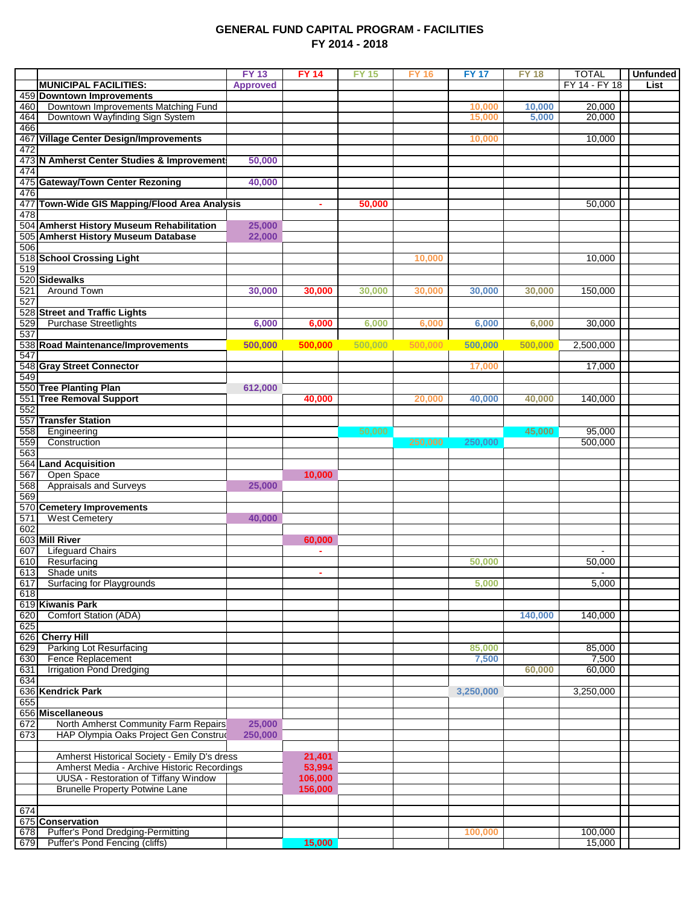# GENERAL FUND CAPITAL PROGRAM - FACILITIES
## FY 2014 - 2018

| | | FY 13 | FY 14 | FY 15 | FY 16 | FY 17 | FY 18 | TOTAL | Unfunded |
|---|---|---|---|---|---|---|---|---|---|
| | **MUNICIPAL FACILITIES:** | Approved | | | | | | FY 14 - FY 18 | List |
| 459 | **Downtown Improvements** | | | | | | | | |
| 460 | Downtown Improvements Matching Fund | | | | | 10,000 | 10,000 | 20,000 | |
| 464 | Downtown Wayfinding Sign System | | | | | 15,000 | 5,000 | 20,000 | |
| 466 | | | | | | | | | |
| 467 | **Village Center Design/Improvements** | | | | | 10,000 | | 10,000 | |
| 472 | | | | | | | | | |
| 473 | **N Amherst Center Studies & Improvement** | 50,000 | | | | | | | |
| 474 | | | | | | | | | |
| 475 | **Gateway/Town Center Rezoning** | 40,000 | | | | | | | |
| 476 | | | | | | | | | |
| 477 | **Town-Wide GIS Mapping/Flood Area Analysis** | | - | 50,000 | | | | 50,000 | |
| 478 | | | | | | | | | |
| 504 | **Amherst History Museum Rehabilitation** | 25,000 | | | | | | | |
| 505 | **Amherst History Museum Database** | 22,000 | | | | | | | |
| 506 | | | | | | | | | |
| 518 | **School Crossing Light** | | | | 10,000 | | | 10,000 | |
| 519 | | | | | | | | | |
| 520 | **Sidewalks** | | | | | | | | |
| 521 | Around Town | 30,000 | 30,000 | 30,000 | 30,000 | 30,000 | 30,000 | 150,000 | |
| 527 | | | | | | | | | |
| 528 | **Street and Traffic Lights** | | | | | | | | |
| 529 | Purchase Streetlights | 6,000 | 6,000 | 6,000 | 6,000 | 6,000 | 6,000 | 30,000 | |
| 537 | | | | | | | | | |
| 538 | **Road Maintenance/Improvements** | 500,000 | 500,000 | 500,000 | 500,000 | 500,000 | 500,000 | 2,500,000 | |
| 547 | | | | | | | | | |
| 548 | **Gray Street Connector** | | | | | 17,000 | | 17,000 | |
| 549 | | | | | | | | | |
| 550 | **Tree Planting Plan** | 612,000 | | | | | | | |
| 551 | **Tree Removal Support** | | 40,000 | | 20,000 | 40,000 | 40,000 | 140,000 | |
| 552 | | | | | | | | | |
| 557 | **Transfer Station** | | | | | | | | |
| 558 | Engineering | | | 50,000 | | | 45,000 | 95,000 | |
| 559 | Construction | | | | 250,000 | 250,000 | | 500,000 | |
| 563 | | | | | | | | | |
| 564 | **Land Acquisition** | | | | | | | | |
| 567 | Open Space | | 10,000 | | | | | | |
| 568 | Appraisals and Surveys | 25,000 | | | | | | | |
| 569 | | | | | | | | | |
| 570 | **Cemetery Improvements** | | | | | | | | |
| 571 | West Cemetery | 40,000 | | | | | | | |
| 602 | | | | | | | | | |
| 603 | **Mill River** | | 60,000 | | | | | | |
| 607 | Lifeguard Chairs | | - | | | | | - | |
| 610 | Resurfacing | | | | | 50,000 | | 50,000 | |
| 613 | Shade units | | - | | | | | - | |
| 617 | Surfacing for Playgrounds | | | | | 5,000 | | 5,000 | |
| 618 | | | | | | | | | |
| 619 | **Kiwanis Park** | | | | | | | | |
| 620 | Comfort Station (ADA) | | | | | | 140,000 | 140,000 | |
| 625 | | | | | | | | | |
| 626 | **Cherry Hill** | | | | | | | | |
| 629 | Parking Lot Resurfacing | | | | | 85,000 | | 85,000 | |
| 630 | Fence Replacement | | | | | 7,500 | | 7,500 | |
| 631 | Irrigation Pond Dredging | | | | | | 60,000 | 60,000 | |
| 634 | | | | | | | | | |
| 636 | **Kendrick Park** | | | | | 3,250,000 | | 3,250,000 | |
| 655 | | | | | | | | | |
| 656 | **Miscellaneous** | | | | | | | | |
| 672 | North Amherst Community Farm Repairs | 25,000 | | | | | | | |
| 673 | HAP Olympia Oaks Project Gen Construc | 250,000 | | | | | | | |
| | | | | | | | | | |
| | Amherst Historical Society - Emily D's dress | | 21,401 | | | | | | |
| | Amherst Media - Archive Historic Recordings | | 53,994 | | | | | | |
| | UUSA - Restoration of Tiffany Window | | 106,000 | | | | | | |
| | Brunelle Property Potwine Lane | | 156,000 | | | | | | |
| | | | | | | | | | |
| 674 | | | | | | | | | |
| 675 | **Conservation** | | | | | | | | |
| 678 | Puffer's Pond Dredging-Permitting | | | | | 100,000 | | 100,000 | |
| 679 | Puffer's Pond Fencing (cliffs) | | 15,000 | | | | | 15,000 | |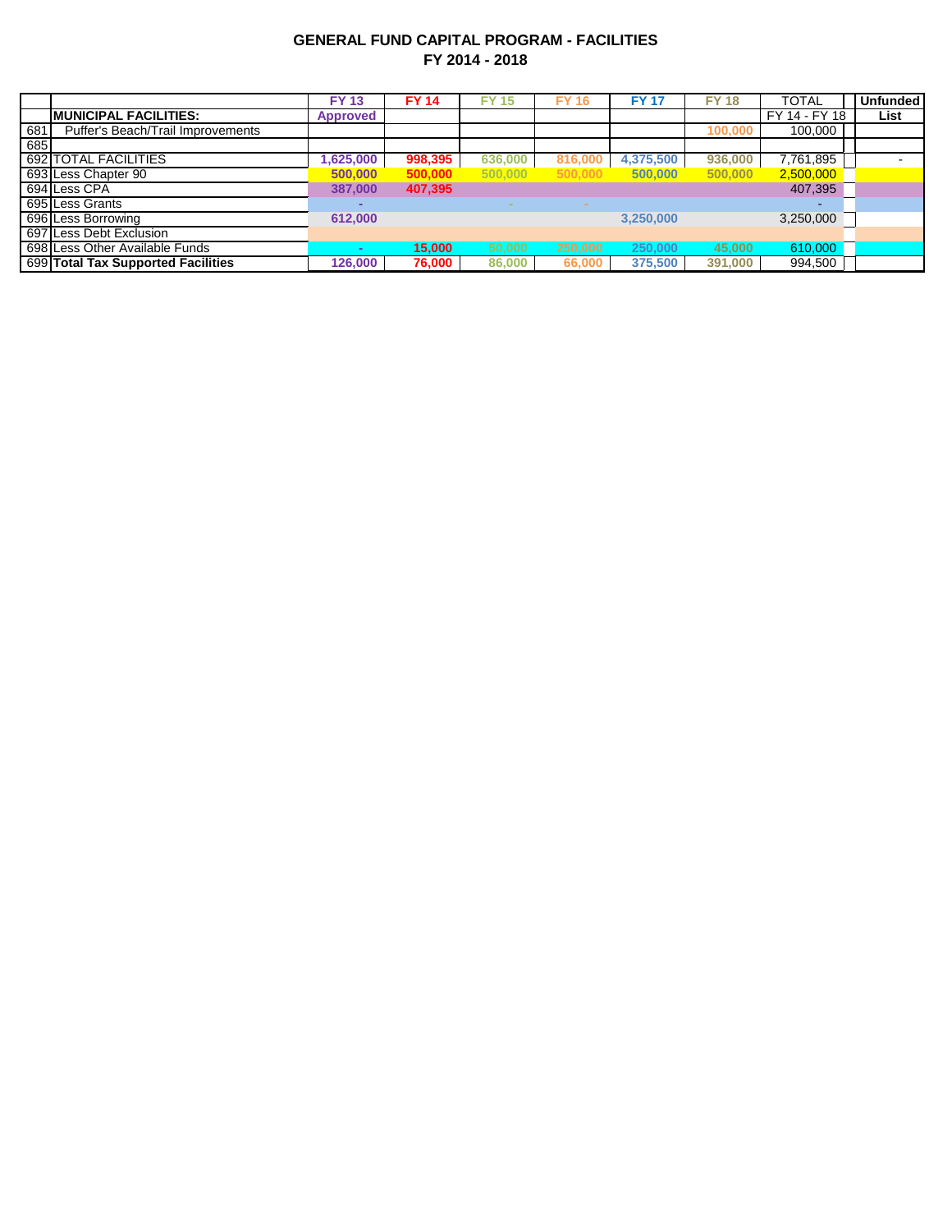**GENERAL FUND CAPITAL PROGRAM - FACILITIES**
**FY 2014 - 2018**

| | | FY 13 | FY 14 | FY 15 | FY 16 | FY 17 | FY 18 | TOTAL | | Unfunded |
|---|---|---|---|---|---|---|---|---|---|---|
| | **MUNICIPAL FACILITIES:** | **Approved** | | | | | | FY 14 - FY 18 | | **List** |
| 681 | Puffer's Beach/Trail Improvements | | | | | | 100,000 | 100,000 | | |
| 685 | | | | | | | | | | |
| 692 | TOTAL FACILITIES | 1,625,000 | 998,395 | 636,000 | 816,000 | 4,375,500 | 936,000 | 7,761,895 | | - |
| 693 | Less Chapter 90 | 500,000 | 500,000 | 500,000 | 500,000 | 500,000 | 500,000 | 2,500,000 | | |
| 694 | Less CPA | 387,000 | 407,395 | | | | | 407,395 | | |
| 695 | Less Grants | - | | - | - | | | - | | |
| 696 | Less Borrowing | 612,000 | | | | 3,250,000 | | 3,250,000 | | |
| 697 | Less Debt Exclusion | | | | | | | | | |
| 698 | Less Other Available Funds | - | 15,000 | 50,000 | 250,000 | 250,000 | 45,000 | 610,000 | | |
| 699 | **Total Tax Supported Facilities** | 126,000 | 76,000 | 86,000 | 66,000 | 375,500 | 391,000 | 994,500 | | |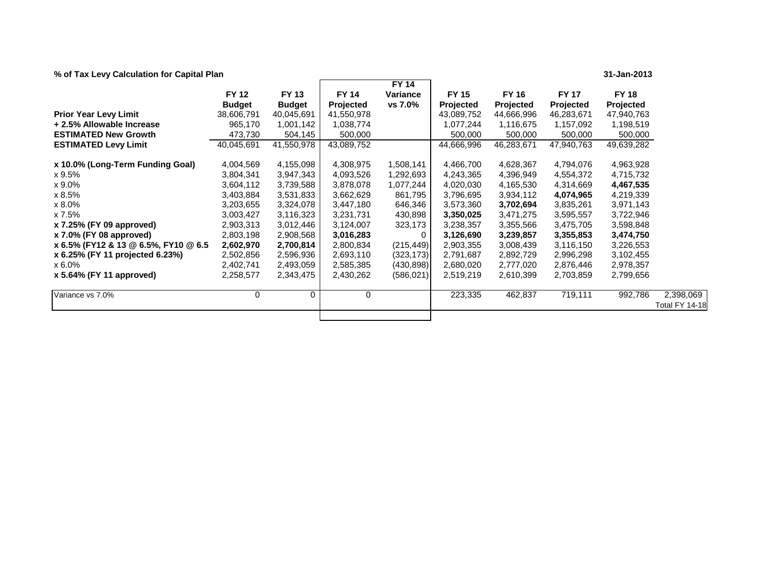**% of Tax Levy Calculation for Capital Plan** **31-Jan-2013**

| | FY 12 Budget | FY 13 Budget | FY 14 Projected | FY 14 Variance vs 7.0% | FY 15 Projected | FY 16 Projected | FY 17 Projected | FY 18 Projected | |
|---|---|---|---|---|---|---|---|---|---|
| **Prior Year Levy Limit** | 38,606,791 | 40,045,691 | 41,550,978 | | 43,089,752 | 44,666,996 | 46,283,671 | 47,940,763 | |
| **+ 2.5% Allowable Increase** | 965,170 | 1,001,142 | 1,038,774 | | 1,077,244 | 1,116,675 | 1,157,092 | 1,198,519 | |
| **ESTIMATED New Growth** | 473,730 | 504,145 | 500,000 | | 500,000 | 500,000 | 500,000 | 500,000 | |
| **ESTIMATED Levy Limit** | 40,045,691 | 41,550,978 | 43,089,752 | | 44,666,996 | 46,283,671 | 47,940,763 | 49,639,282 | |
| | | | | | | | | | |
| **x 10.0% (Long-Term Funding Goal)** | 4,004,569 | 4,155,098 | 4,308,975 | 1,508,141 | 4,466,700 | 4,628,367 | 4,794,076 | 4,963,928 | |
| x 9.5% | 3,804,341 | 3,947,343 | 4,093,526 | 1,292,693 | 4,243,365 | 4,396,949 | 4,554,372 | 4,715,732 | |
| x 9.0% | 3,604,112 | 3,739,588 | 3,878,078 | 1,077,244 | 4,020,030 | 4,165,530 | 4,314,669 | **4,467,535** | |
| x 8.5% | 3,403,884 | 3,531,833 | 3,662,629 | 861,795 | 3,796,695 | 3,934,112 | **4,074,965** | 4,219,339 | |
| x 8.0% | 3,203,655 | 3,324,078 | 3,447,180 | 646,346 | 3,573,360 | **3,702,694** | 3,835,261 | 3,971,143 | |
| x 7.5% | 3,003,427 | 3,116,323 | 3,231,731 | 430,898 | **3,350,025** | 3,471,275 | 3,595,557 | 3,722,946 | |
| **x 7.25% (FY 09 approved)** | 2,903,313 | 3,012,446 | 3,124,007 | 323,173 | 3,238,357 | 3,355,566 | 3,475,705 | 3,598,848 | |
| **x 7.0% (FY 08 approved)** | 2,803,198 | 2,908,568 | **3,016,283** | 0 | **3,126,690** | **3,239,857** | **3,355,853** | **3,474,750** | |
| **x 6.5% (FY12 & 13 @ 6.5%, FY10 @ 6.5** | **2,602,970** | **2,700,814** | 2,800,834 | (215,449) | 2,903,355 | 3,008,439 | 3,116,150 | 3,226,553 | |
| **x 6.25% (FY 11 projected 6.23%)** | 2,502,856 | 2,596,936 | 2,693,110 | (323,173) | 2,791,687 | 2,892,729 | 2,996,298 | 3,102,455 | |
| x 6.0% | 2,402,741 | 2,493,059 | 2,585,385 | (430,898) | 2,680,020 | 2,777,020 | 2,876,446 | 2,978,357 | |
| **x 5.64% (FY 11 approved)** | 2,258,577 | 2,343,475 | 2,430,262 | (586,021) | 2,519,219 | 2,610,399 | 2,703,859 | 2,799,656 | |
| | | | | | | | | | |
| Variance vs 7.0% | 0 | 0 | 0 | | 223,335 | 462,837 | 719,111 | 992,786 | 2,398,069 Total FY 14-18 |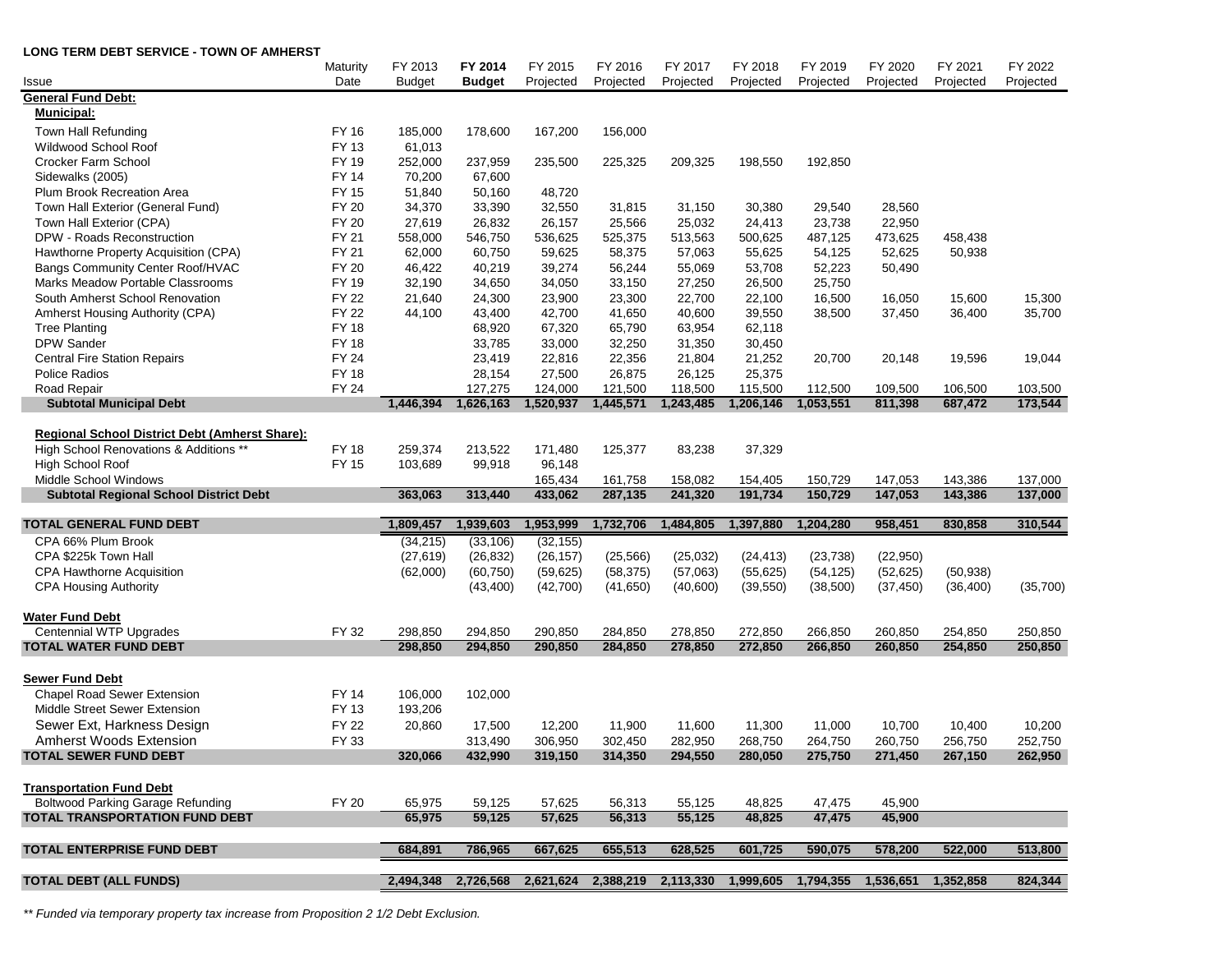**LONG TERM DEBT SERVICE - TOWN OF AMHERST**

| Issue | Maturity Date | FY 2013 Budget | FY 2014 Budget | FY 2015 Projected | FY 2016 Projected | FY 2017 Projected | FY 2018 Projected | FY 2019 Projected | FY 2020 Projected | FY 2021 Projected | FY 2022 Projected |
|---|---|---|---|---|---|---|---|---|---|---|---|
| **General Fund Debt:** | | | | | | | | | | | |
| **Municipal:** | | | | | | | | | | | |
| Town Hall Refunding | FY 16 | 185,000 | 178,600 | 167,200 | 156,000 | | | | | | |
| Wildwood School Roof | FY 13 | 61,013 | | | | | | | | | |
| Crocker Farm School | FY 19 | 252,000 | 237,959 | 235,500 | 225,325 | 209,325 | 198,550 | 192,850 | | | |
| Sidewalks (2005) | FY 14 | 70,200 | 67,600 | | | | | | | | |
| Plum Brook Recreation Area | FY 15 | 51,840 | 50,160 | 48,720 | | | | | | | |
| Town Hall Exterior (General Fund) | FY 20 | 34,370 | 33,390 | 32,550 | 31,815 | 31,150 | 30,380 | 29,540 | 28,560 | | |
| Town Hall Exterior (CPA) | FY 20 | 27,619 | 26,832 | 26,157 | 25,566 | 25,032 | 24,413 | 23,738 | 22,950 | | |
| DPW - Roads Reconstruction | FY 21 | 558,000 | 546,750 | 536,625 | 525,375 | 513,563 | 500,625 | 487,125 | 473,625 | 458,438 | |
| Hawthorne Property Acquisition (CPA) | FY 21 | 62,000 | 60,750 | 59,625 | 58,375 | 57,063 | 55,625 | 54,125 | 52,625 | 50,938 | |
| Bangs Community Center Roof/HVAC | FY 20 | 46,422 | 40,219 | 39,274 | 56,244 | 55,069 | 53,708 | 52,223 | 50,490 | | |
| Marks Meadow Portable Classrooms | FY 19 | 32,190 | 34,650 | 34,050 | 33,150 | 27,250 | 26,500 | 25,750 | | | |
| South Amherst School Renovation | FY 22 | 21,640 | 24,300 | 23,900 | 23,300 | 22,700 | 22,100 | 16,500 | 16,050 | 15,600 | 15,300 |
| Amherst Housing Authority (CPA) | FY 22 | 44,100 | 43,400 | 42,700 | 41,650 | 40,600 | 39,550 | 38,500 | 37,450 | 36,400 | 35,700 |
| Tree Planting | FY 18 | | 68,920 | 67,320 | 65,790 | 63,954 | 62,118 | | | | |
| DPW Sander | FY 18 | | 33,785 | 33,000 | 32,250 | 31,350 | 30,450 | | | | |
| Central Fire Station Repairs | FY 24 | | 23,419 | 22,816 | 22,356 | 21,804 | 21,252 | 20,700 | 20,148 | 19,596 | 19,044 |
| Police Radios | FY 18 | | 28,154 | 27,500 | 26,875 | 26,125 | 25,375 | | | | |
| Road Repair | FY 24 | | 127,275 | 124,000 | 121,500 | 118,500 | 115,500 | 112,500 | 109,500 | 106,500 | 103,500 |
| **Subtotal Municipal Debt** | | **1,446,394** | **1,626,163** | **1,520,937** | **1,445,571** | **1,243,485** | **1,206,146** | **1,053,551** | **811,398** | **687,472** | **173,544** |
| **Regional School District Debt (Amherst Share):** | | | | | | | | | | | |
| High School Renovations & Additions ** | FY 18 | 259,374 | 213,522 | 171,480 | 125,377 | 83,238 | 37,329 | | | | |
| High School Roof | FY 15 | 103,689 | 99,918 | 96,148 | | | | | | | |
| Middle School Windows | | | | 165,434 | 161,758 | 158,082 | 154,405 | 150,729 | 147,053 | 143,386 | 137,000 |
| **Subtotal Regional School District Debt** | | **363,063** | **313,440** | **433,062** | **287,135** | **241,320** | **191,734** | **150,729** | **147,053** | **143,386** | **137,000** |
| **TOTAL GENERAL FUND DEBT** | | **1,809,457** | **1,939,603** | **1,953,999** | **1,732,706** | **1,484,805** | **1,397,880** | **1,204,280** | **958,451** | **830,858** | **310,544** |
| CPA 66% Plum Brook | | (34,215) | (33,106) | (32,155) | | | | | | | |
| CPA $225k Town Hall | | (27,619) | (26,832) | (26,157) | (25,566) | (25,032) | (24,413) | (23,738) | (22,950) | | |
| CPA Hawthorne Acquisition | | (62,000) | (60,750) | (59,625) | (58,375) | (57,063) | (55,625) | (54,125) | (52,625) | (50,938) | |
| CPA Housing Authority | | | (43,400) | (42,700) | (41,650) | (40,600) | (39,550) | (38,500) | (37,450) | (36,400) | (35,700) |
| **Water Fund Debt** | | | | | | | | | | | |
| Centennial WTP Upgrades | FY 32 | 298,850 | 294,850 | 290,850 | 284,850 | 278,850 | 272,850 | 266,850 | 260,850 | 254,850 | 250,850 |
| **TOTAL WATER FUND DEBT** | | **298,850** | **294,850** | **290,850** | **284,850** | **278,850** | **272,850** | **266,850** | **260,850** | **254,850** | **250,850** |
| **Sewer Fund Debt** | | | | | | | | | | | |
| Chapel Road Sewer Extension | FY 14 | 106,000 | 102,000 | | | | | | | | |
| Middle Street Sewer Extension | FY 13 | 193,206 | | | | | | | | | |
| Sewer Ext, Harkness Design | FY 22 | 20,860 | 17,500 | 12,200 | 11,900 | 11,600 | 11,300 | 11,000 | 10,700 | 10,400 | 10,200 |
| Amherst Woods Extension | FY 33 | | 313,490 | 306,950 | 302,450 | 282,950 | 268,750 | 264,750 | 260,750 | 256,750 | 252,750 |
| **TOTAL SEWER FUND DEBT** | | **320,066** | **432,990** | **319,150** | **314,350** | **294,550** | **280,050** | **275,750** | **271,450** | **267,150** | **262,950** |
| **Transportation Fund Debt** | | | | | | | | | | | |
| Boltwood Parking Garage Refunding | FY 20 | 65,975 | 59,125 | 57,625 | 56,313 | 55,125 | 48,825 | 47,475 | 45,900 | | |
| **TOTAL TRANSPORTATION FUND DEBT** | | **65,975** | **59,125** | **57,625** | **56,313** | **55,125** | **48,825** | **47,475** | **45,900** | | |
| **TOTAL ENTERPRISE FUND DEBT** | | **684,891** | **786,965** | **667,625** | **655,513** | **628,525** | **601,725** | **590,075** | **578,200** | **522,000** | **513,800** |
| **TOTAL DEBT (ALL FUNDS)** | | **2,494,348** | **2,726,568** | **2,621,624** | **2,388,219** | **2,113,330** | **1,999,605** | **1,794,355** | **1,536,651** | **1,352,858** | **824,344** |

*** Funded via temporary property tax increase from Proposition 2 1/2 Debt Exclusion.*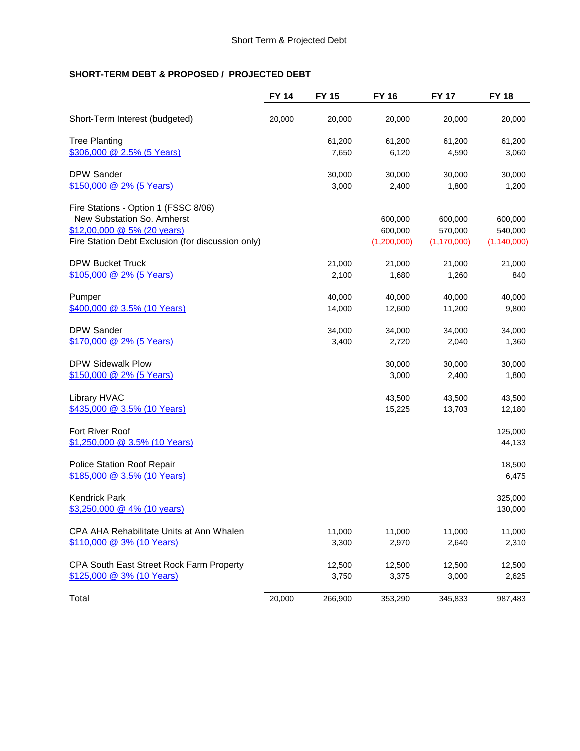## SHORT-TERM DEBT & PROPOSED / PROJECTED DEBT

| | FY 14 | FY 15 | FY 16 | FY 17 | FY 18 |
|---|---|---|---|---|---|
| Short-Term Interest (budgeted) | 20,000 | 20,000 | 20,000 | 20,000 | 20,000 |
| Tree Planting | | 61,200 | 61,200 | 61,200 | 61,200 |
| $306,000 @ 2.5% (5 Years) | | 7,650 | 6,120 | 4,590 | 3,060 |
| DPW Sander | | 30,000 | 30,000 | 30,000 | 30,000 |
| $150,000 @ 2% (5 Years) | | 3,000 | 2,400 | 1,800 | 1,200 |
| Fire Stations - Option 1 (FSSC 8/06) | | | | | |
| New Substation So. Amherst | | | 600,000 | 600,000 | 600,000 |
| $12,00,000 @ 5% (20 years) | | | 600,000 | 570,000 | 540,000 |
| Fire Station Debt Exclusion (for discussion only) | | | (1,200,000) | (1,170,000) | (1,140,000) |
| DPW Bucket Truck | | 21,000 | 21,000 | 21,000 | 21,000 |
| $105,000 @ 2% (5 Years) | | 2,100 | 1,680 | 1,260 | 840 |
| Pumper | | 40,000 | 40,000 | 40,000 | 40,000 |
| $400,000 @ 3.5% (10 Years) | | 14,000 | 12,600 | 11,200 | 9,800 |
| DPW Sander | | 34,000 | 34,000 | 34,000 | 34,000 |
| $170,000 @ 2% (5 Years) | | 3,400 | 2,720 | 2,040 | 1,360 |
| DPW Sidewalk Plow | | | 30,000 | 30,000 | 30,000 |
| $150,000 @ 2% (5 Years) | | | 3,000 | 2,400 | 1,800 |
| Library HVAC | | | 43,500 | 43,500 | 43,500 |
| $435,000 @ 3.5% (10 Years) | | | 15,225 | 13,703 | 12,180 |
| Fort River Roof | | | | | 125,000 |
| $1,250,000 @ 3.5% (10 Years) | | | | | 44,133 |
| Police Station Roof Repair | | | | | 18,500 |
| $185,000 @ 3.5% (10 Years) | | | | | 6,475 |
| Kendrick Park | | | | | 325,000 |
| $3,250,000 @ 4% (10 years) | | | | | 130,000 |
| CPA AHA Rehabilitate Units at Ann Whalen | | 11,000 | 11,000 | 11,000 | 11,000 |
| $110,000 @ 3% (10 Years) | | 3,300 | 2,970 | 2,640 | 2,310 |
| CPA South East Street Rock Farm Property | | 12,500 | 12,500 | 12,500 | 12,500 |
| $125,000 @ 3% (10 Years) | | 3,750 | 3,375 | 3,000 | 2,625 |
| Total | 20,000 | 266,900 | 353,290 | 345,833 | 987,483 |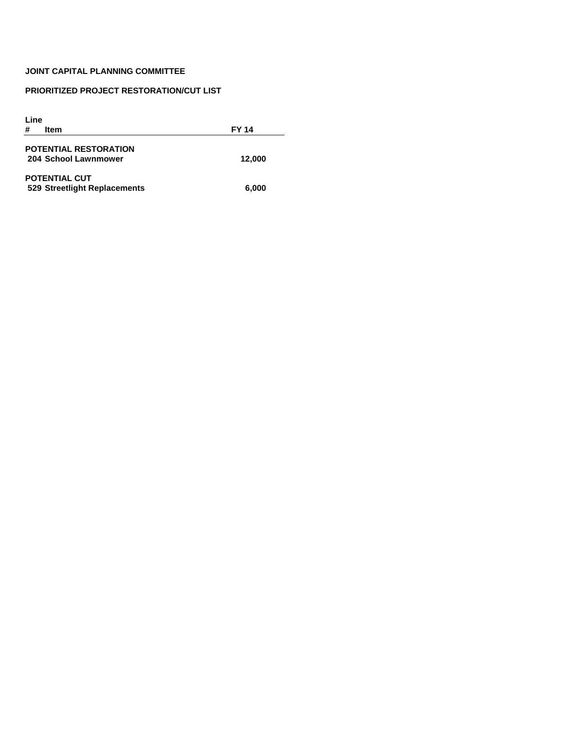**JOINT CAPITAL PLANNING COMMITTEE**

**PRIORITIZED PROJECT RESTORATION/CUT LIST**

| Line # | Item | FY 14 |
|---|---|---|
| | **POTENTIAL RESTORATION** | |
| 204 | **School Lawnmower** | **12,000** |
| | **POTENTIAL CUT** | |
| 529 | **Streetlight Replacements** | **6,000** |